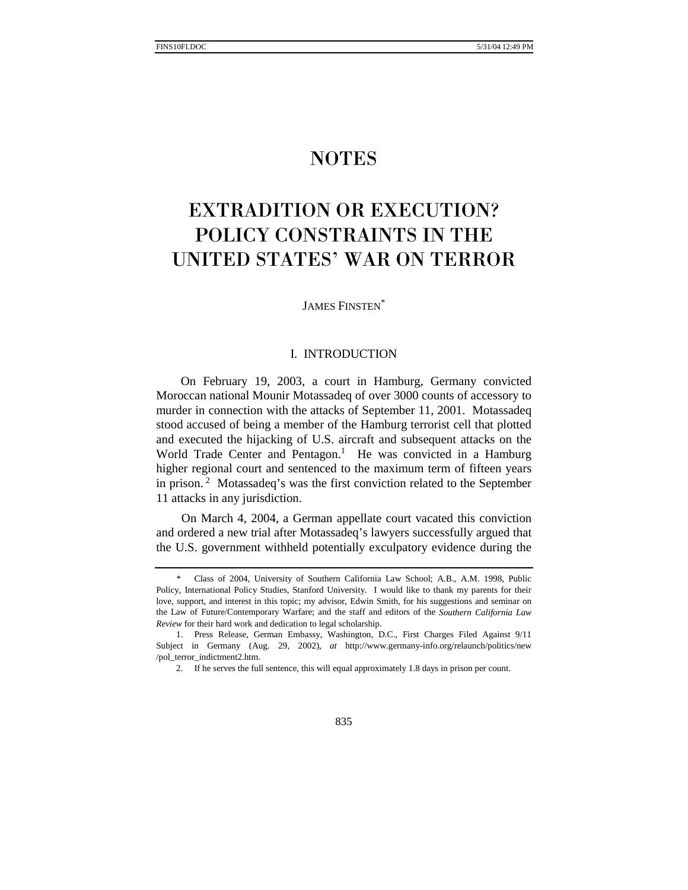# NOTES

# EXTRADITION OR EXECUTION? POLICY CONSTRAINTS IN THE UNITED STATES' WAR ON TERROR

JAMES FINSTEN*

## I. INTRODUCTION

On February 19, 2003, a court in Hamburg, Germany convicted Moroccan national Mounir Motassadeq of over 3000 counts of accessory to murder in connection with the attacks of September 11, 2001. Motassadeq stood accused of being a member of the Hamburg terrorist cell that plotted and executed the hijacking of U.S. aircraft and subsequent attacks on the World Trade Center and Pentagon.[1] He was convicted in a Hamburg higher regional court and sentenced to the maximum term of fifteen years in prison.[2] Motassadeq's was the first conviction related to the September 11 attacks in any jurisdiction.

On March 4, 2004, a German appellate court vacated this conviction and ordered a new trial after Motassadeq's lawyers successfully argued that the U.S. government withheld potentially exculpatory evidence during the

---

\* Class of 2004, University of Southern California Law School; A.B., A.M. 1998, Public Policy, International Policy Studies, Stanford University. I would like to thank my parents for their love, support, and interest in this topic; my advisor, Edwin Smith, for his suggestions and seminar on the Law of Future/Contemporary Warfare; and the staff and editors of the *Southern California Law Review* for their hard work and dedication to legal scholarship.

1. Press Release, German Embassy, Washington, D.C., First Charges Filed Against 9/11 Subject in Germany (Aug. 29, 2002), *at* http://www.germany-info.org/relaunch/politics/new/pol_terror_indictment2.htm.

2. If he serves the full sentence, this will equal approximately 1.8 days in prison per count.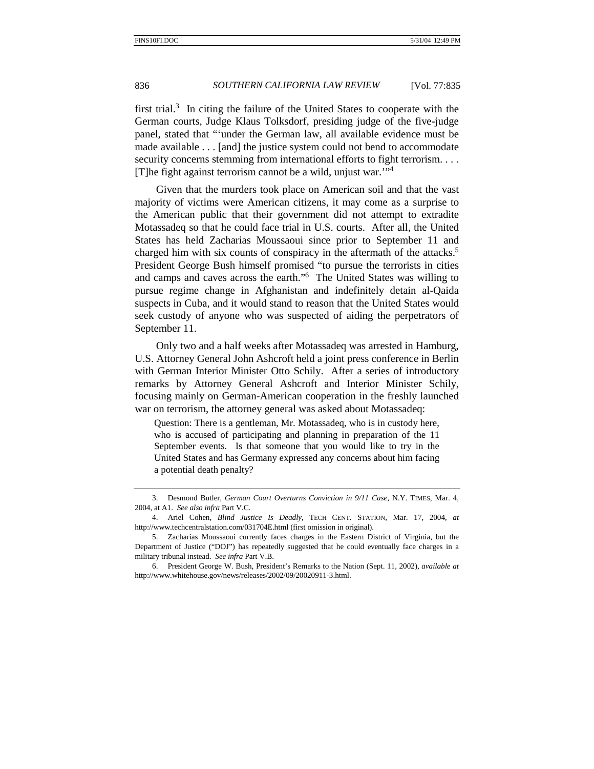first trial.[3] In citing the failure of the United States to cooperate with the German courts, Judge Klaus Tolksdorf, presiding judge of the five-judge panel, stated that "'under the German law, all available evidence must be made available . . . [and] the justice system could not bend to accommodate security concerns stemming from international efforts to fight terrorism. . . . [T]he fight against terrorism cannot be a wild, unjust war.'"[4]

Given that the murders took place on American soil and that the vast majority of victims were American citizens, it may come as a surprise to the American public that their government did not attempt to extradite Motassadeq so that he could face trial in U.S. courts. After all, the United States has held Zacharias Moussaoui since prior to September 11 and charged him with six counts of conspiracy in the aftermath of the attacks.[5] President George Bush himself promised "to pursue the terrorists in cities and camps and caves across the earth."[6] The United States was willing to pursue regime change in Afghanistan and indefinitely detain al-Qaida suspects in Cuba, and it would stand to reason that the United States would seek custody of anyone who was suspected of aiding the perpetrators of September 11.

Only two and a half weeks after Motassadeq was arrested in Hamburg, U.S. Attorney General John Ashcroft held a joint press conference in Berlin with German Interior Minister Otto Schily. After a series of introductory remarks by Attorney General Ashcroft and Interior Minister Schily, focusing mainly on German-American cooperation in the freshly launched war on terrorism, the attorney general was asked about Motassadeq:

> Question: There is a gentleman, Mr. Motassadeq, who is in custody here, who is accused of participating and planning in preparation of the 11 September events. Is that someone that you would like to try in the United States and has Germany expressed any concerns about him facing a potential death penalty?

---

3. Desmond Butler, *German Court Overturns Conviction in 9/11 Case*, N.Y. TIMES, Mar. 4, 2004, at A1. *See also infra* Part V.C.

4. Ariel Cohen, *Blind Justice Is Deadly*, TECH CENT. STATION, Mar. 17, 2004, *at* http://www.techcentralstation.com/031704E.html (first omission in original).

5. Zacharias Moussaoui currently faces charges in the Eastern District of Virginia, but the Department of Justice ("DOJ") has repeatedly suggested that he could eventually face charges in a military tribunal instead. *See infra* Part V.B.

6. President George W. Bush, President's Remarks to the Nation (Sept. 11, 2002), *available at* http://www.whitehouse.gov/news/releases/2002/09/20020911-3.html.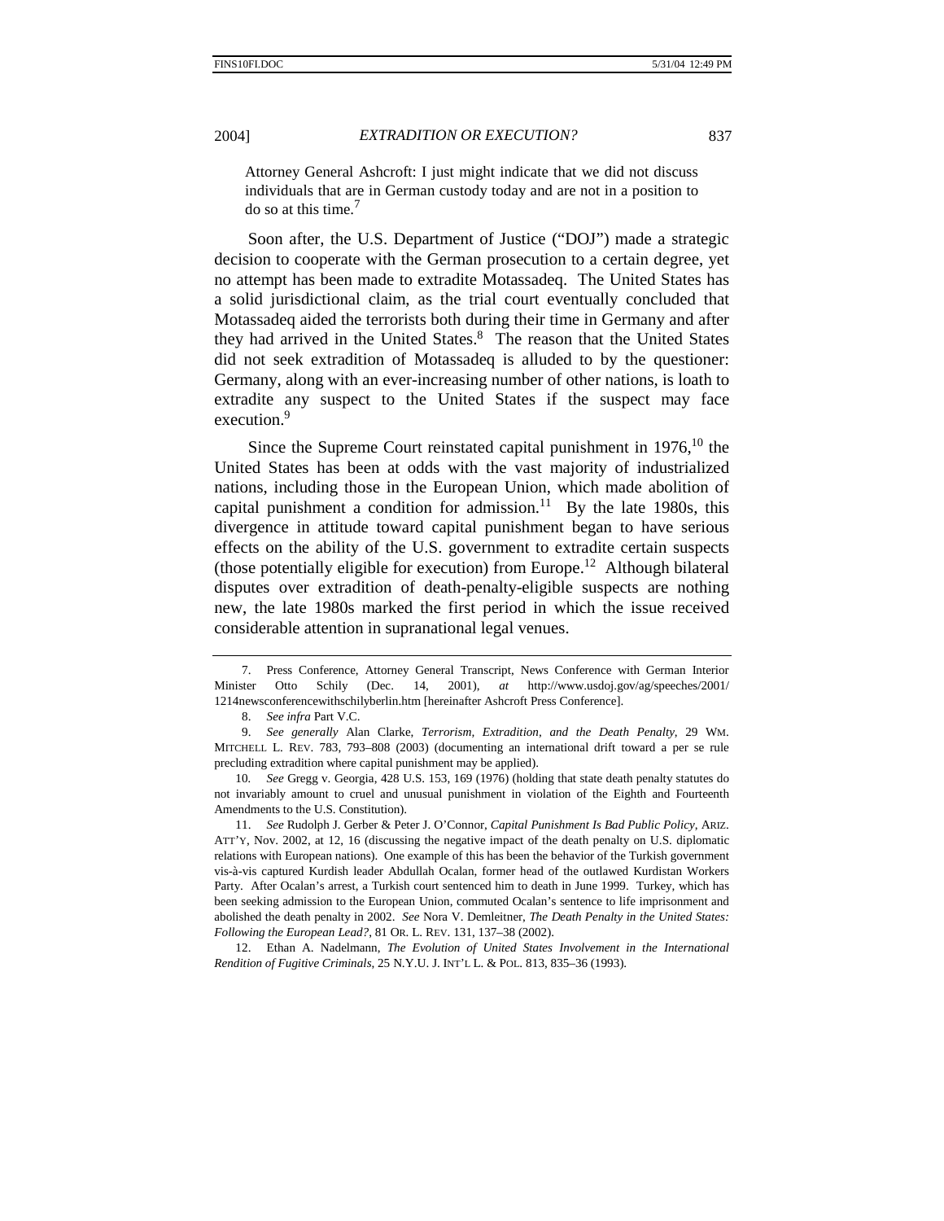Attorney General Ashcroft: I just might indicate that we did not discuss individuals that are in German custody today and are not in a position to do so at this time.[7]

Soon after, the U.S. Department of Justice ("DOJ") made a strategic decision to cooperate with the German prosecution to a certain degree, yet no attempt has been made to extradite Motassadeq. The United States has a solid jurisdictional claim, as the trial court eventually concluded that Motassadeq aided the terrorists both during their time in Germany and after they had arrived in the United States.[8] The reason that the United States did not seek extradition of Motassadeq is alluded to by the questioner: Germany, along with an ever-increasing number of other nations, is loath to extradite any suspect to the United States if the suspect may face execution.[9]

Since the Supreme Court reinstated capital punishment in 1976,[10] the United States has been at odds with the vast majority of industrialized nations, including those in the European Union, which made abolition of capital punishment a condition for admission.[11] By the late 1980s, this divergence in attitude toward capital punishment began to have serious effects on the ability of the U.S. government to extradite certain suspects (those potentially eligible for execution) from Europe.[12] Although bilateral disputes over extradition of death-penalty-eligible suspects are nothing new, the late 1980s marked the first period in which the issue received considerable attention in supranational legal venues.

---

7. Press Conference, Attorney General Transcript, News Conference with German Interior Minister Otto Schily (Dec. 14, 2001), *at* http://www.usdoj.gov/ag/speeches/2001/1214newsconferencewithschilyberlin.htm [hereinafter Ashcroft Press Conference].

8. *See infra* Part V.C.

9. *See generally* Alan Clarke, *Terrorism, Extradition, and the Death Penalty*, 29 WM. MITCHELL L. REV. 783, 793–808 (2003) (documenting an international drift toward a per se rule precluding extradition where capital punishment may be applied).

10. *See* Gregg v. Georgia, 428 U.S. 153, 169 (1976) (holding that state death penalty statutes do not invariably amount to cruel and unusual punishment in violation of the Eighth and Fourteenth Amendments to the U.S. Constitution).

11. *See* Rudolph J. Gerber & Peter J. O'Connor, *Capital Punishment Is Bad Public Policy*, ARIZ. ATT'Y, Nov. 2002, at 12, 16 (discussing the negative impact of the death penalty on U.S. diplomatic relations with European nations). One example of this has been the behavior of the Turkish government vis-à-vis captured Kurdish leader Abdullah Ocalan, former head of the outlawed Kurdistan Workers Party. After Ocalan's arrest, a Turkish court sentenced him to death in June 1999. Turkey, which has been seeking admission to the European Union, commuted Ocalan's sentence to life imprisonment and abolished the death penalty in 2002. *See* Nora V. Demleitner, *The Death Penalty in the United States: Following the European Lead?*, 81 OR. L. REV. 131, 137–38 (2002).

12. Ethan A. Nadelmann, *The Evolution of United States Involvement in the International Rendition of Fugitive Criminals*, 25 N.Y.U. J. INT'L L. & POL. 813, 835–36 (1993).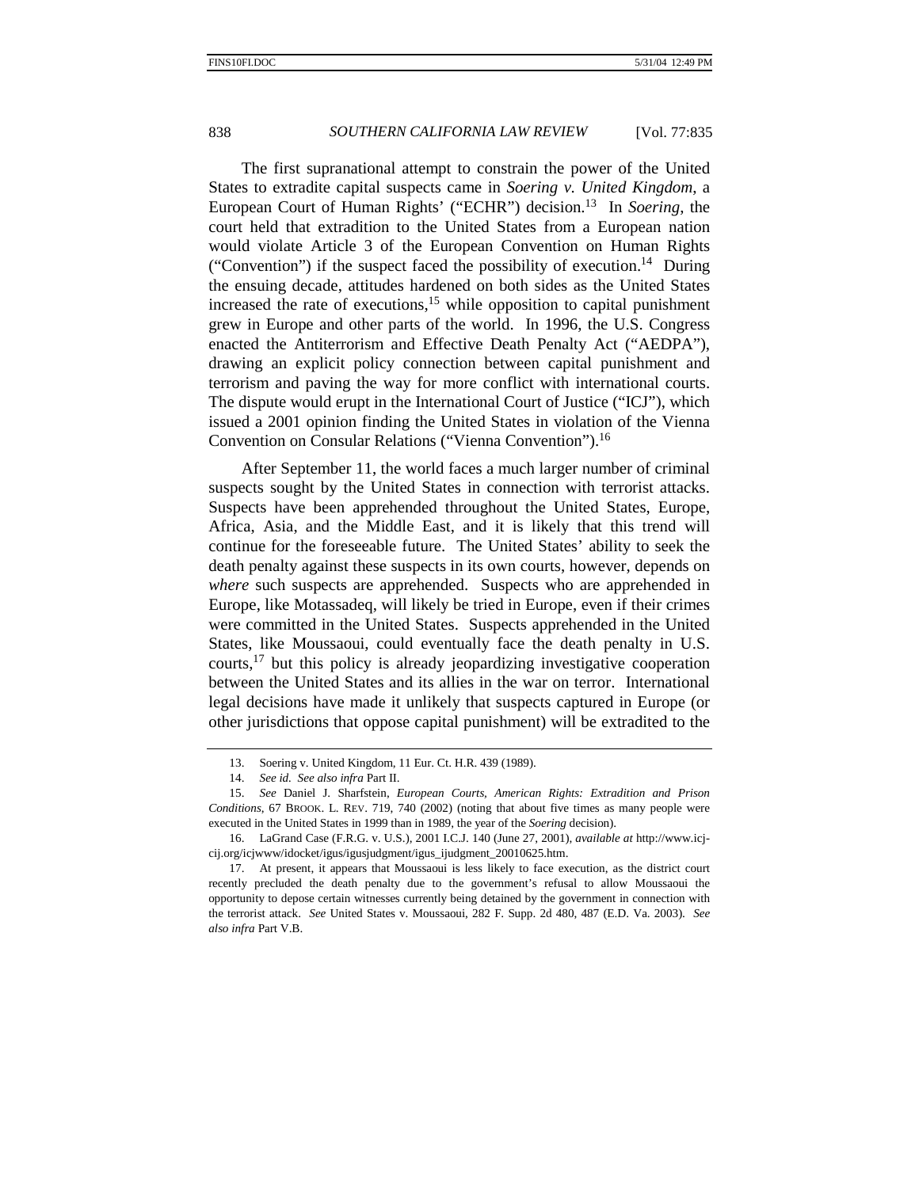The first supranational attempt to constrain the power of the United States to extradite capital suspects came in *Soering v. United Kingdom*, a European Court of Human Rights' ("ECHR") decision.[13] In *Soering*, the court held that extradition to the United States from a European nation would violate Article 3 of the European Convention on Human Rights ("Convention") if the suspect faced the possibility of execution.[14] During the ensuing decade, attitudes hardened on both sides as the United States increased the rate of executions,[15] while opposition to capital punishment grew in Europe and other parts of the world. In 1996, the U.S. Congress enacted the Antiterrorism and Effective Death Penalty Act ("AEDPA"), drawing an explicit policy connection between capital punishment and terrorism and paving the way for more conflict with international courts. The dispute would erupt in the International Court of Justice ("ICJ"), which issued a 2001 opinion finding the United States in violation of the Vienna Convention on Consular Relations ("Vienna Convention").[16]

After September 11, the world faces a much larger number of criminal suspects sought by the United States in connection with terrorist attacks. Suspects have been apprehended throughout the United States, Europe, Africa, Asia, and the Middle East, and it is likely that this trend will continue for the foreseeable future. The United States' ability to seek the death penalty against these suspects in its own courts, however, depends on *where* such suspects are apprehended. Suspects who are apprehended in Europe, like Motassadeq, will likely be tried in Europe, even if their crimes were committed in the United States. Suspects apprehended in the United States, like Moussaoui, could eventually face the death penalty in U.S. courts,[17] but this policy is already jeopardizing investigative cooperation between the United States and its allies in the war on terror. International legal decisions have made it unlikely that suspects captured in Europe (or other jurisdictions that oppose capital punishment) will be extradited to the

---

13. Soering v. United Kingdom, 11 Eur. Ct. H.R. 439 (1989).

14. *See id. See also infra* Part II.

15. *See* Daniel J. Sharfstein, *European Courts, American Rights: Extradition and Prison Conditions*, 67 BROOK. L. REV. 719, 740 (2002) (noting that about five times as many people were executed in the United States in 1999 than in 1989, the year of the *Soering* decision).

16. LaGrand Case (F.R.G. v. U.S.), 2001 I.C.J. 140 (June 27, 2001), *available at* http://www.icj-cij.org/icjwww/idocket/igus/igusjudgment/igus_ijudgment_20010625.htm.

17. At present, it appears that Moussaoui is less likely to face execution, as the district court recently precluded the death penalty due to the government's refusal to allow Moussaoui the opportunity to depose certain witnesses currently being detained by the government in connection with the terrorist attack. *See* United States v. Moussaoui, 282 F. Supp. 2d 480, 487 (E.D. Va. 2003). *See also infra* Part V.B.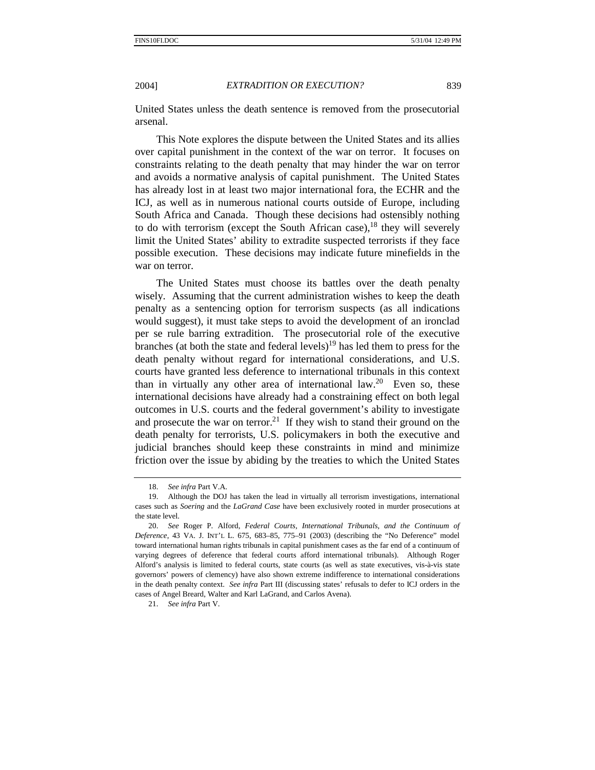United States unless the death sentence is removed from the prosecutorial arsenal.

This Note explores the dispute between the United States and its allies over capital punishment in the context of the war on terror. It focuses on constraints relating to the death penalty that may hinder the war on terror and avoids a normative analysis of capital punishment. The United States has already lost in at least two major international fora, the ECHR and the ICJ, as well as in numerous national courts outside of Europe, including South Africa and Canada. Though these decisions had ostensibly nothing to do with terrorism (except the South African case),[18] they will severely limit the United States' ability to extradite suspected terrorists if they face possible execution. These decisions may indicate future minefields in the war on terror.

The United States must choose its battles over the death penalty wisely. Assuming that the current administration wishes to keep the death penalty as a sentencing option for terrorism suspects (as all indications would suggest), it must take steps to avoid the development of an ironclad per se rule barring extradition. The prosecutorial role of the executive branches (at both the state and federal levels)[19] has led them to press for the death penalty without regard for international considerations, and U.S. courts have granted less deference to international tribunals in this context than in virtually any other area of international law.[20] Even so, these international decisions have already had a constraining effect on both legal outcomes in U.S. courts and the federal government's ability to investigate and prosecute the war on terror.[21] If they wish to stand their ground on the death penalty for terrorists, U.S. policymakers in both the executive and judicial branches should keep these constraints in mind and minimize friction over the issue by abiding by the treaties to which the United States

---

18. *See infra* Part V.A.

19. Although the DOJ has taken the lead in virtually all terrorism investigations, international cases such as *Soering* and the *LaGrand Case* have been exclusively rooted in murder prosecutions at the state level.

20. *See* Roger P. Alford, *Federal Courts, International Tribunals, and the Continuum of Deference*, 43 VA. J. INT'L L. 675, 683–85, 775–91 (2003) (describing the "No Deference" model toward international human rights tribunals in capital punishment cases as the far end of a continuum of varying degrees of deference that federal courts afford international tribunals). Although Roger Alford's analysis is limited to federal courts, state courts (as well as state executives, vis-à-vis state governors' powers of clemency) have also shown extreme indifference to international considerations in the death penalty context. *See infra* Part III (discussing states' refusals to defer to ICJ orders in the cases of Angel Breard, Walter and Karl LaGrand, and Carlos Avena).

21. *See infra* Part V.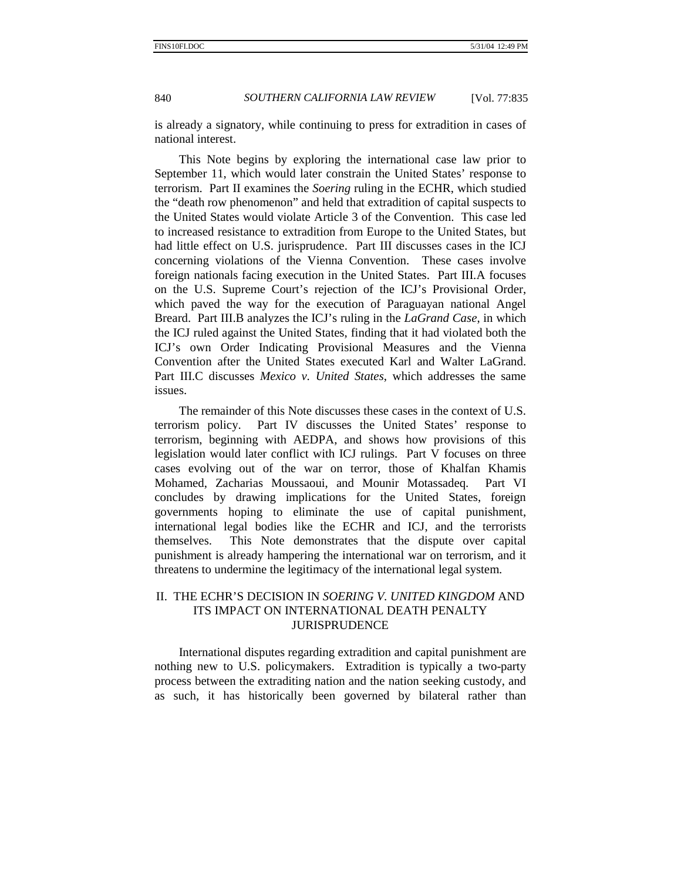is already a signatory, while continuing to press for extradition in cases of national interest.

This Note begins by exploring the international case law prior to September 11, which would later constrain the United States' response to terrorism. Part II examines the *Soering* ruling in the ECHR, which studied the "death row phenomenon" and held that extradition of capital suspects to the United States would violate Article 3 of the Convention. This case led to increased resistance to extradition from Europe to the United States, but had little effect on U.S. jurisprudence. Part III discusses cases in the ICJ concerning violations of the Vienna Convention. These cases involve foreign nationals facing execution in the United States. Part III.A focuses on the U.S. Supreme Court's rejection of the ICJ's Provisional Order, which paved the way for the execution of Paraguayan national Angel Breard. Part III.B analyzes the ICJ's ruling in the *LaGrand Case*, in which the ICJ ruled against the United States, finding that it had violated both the ICJ's own Order Indicating Provisional Measures and the Vienna Convention after the United States executed Karl and Walter LaGrand. Part III.C discusses *Mexico v. United States*, which addresses the same issues.

The remainder of this Note discusses these cases in the context of U.S. terrorism policy. Part IV discusses the United States' response to terrorism, beginning with AEDPA, and shows how provisions of this legislation would later conflict with ICJ rulings. Part V focuses on three cases evolving out of the war on terror, those of Khalfan Khamis Mohamed, Zacharias Moussaoui, and Mounir Motassadeq. Part VI concludes by drawing implications for the United States, foreign governments hoping to eliminate the use of capital punishment, international legal bodies like the ECHR and ICJ, and the terrorists themselves. This Note demonstrates that the dispute over capital punishment is already hampering the international war on terrorism, and it threatens to undermine the legitimacy of the international legal system.

## II. THE ECHR'S DECISION IN *SOERING V. UNITED KINGDOM* AND ITS IMPACT ON INTERNATIONAL DEATH PENALTY JURISPRUDENCE

International disputes regarding extradition and capital punishment are nothing new to U.S. policymakers. Extradition is typically a two-party process between the extraditing nation and the nation seeking custody, and as such, it has historically been governed by bilateral rather than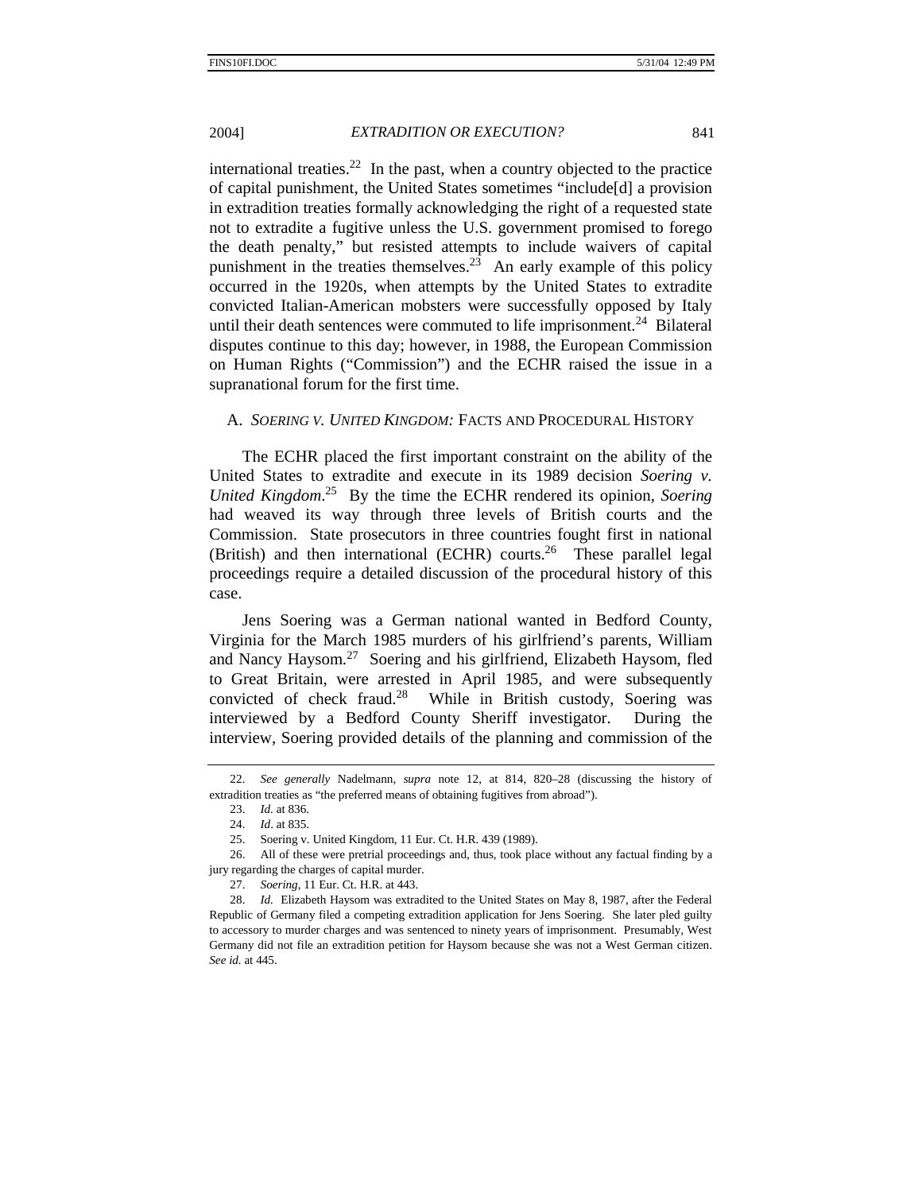international treaties.[22] In the past, when a country objected to the practice of capital punishment, the United States sometimes "include[d] a provision in extradition treaties formally acknowledging the right of a requested state not to extradite a fugitive unless the U.S. government promised to forego the death penalty," but resisted attempts to include waivers of capital punishment in the treaties themselves.[23] An early example of this policy occurred in the 1920s, when attempts by the United States to extradite convicted Italian-American mobsters were successfully opposed by Italy until their death sentences were commuted to life imprisonment.[24] Bilateral disputes continue to this day; however, in 1988, the European Commission on Human Rights ("Commission") and the ECHR raised the issue in a supranational forum for the first time.

### A. *SOERING V. UNITED KINGDOM:* FACTS AND PROCEDURAL HISTORY

The ECHR placed the first important constraint on the ability of the United States to extradite and execute in its 1989 decision *Soering v. United Kingdom*.[25] By the time the ECHR rendered its opinion, *Soering* had weaved its way through three levels of British courts and the Commission. State prosecutors in three countries fought first in national (British) and then international (ECHR) courts.[26] These parallel legal proceedings require a detailed discussion of the procedural history of this case.

Jens Soering was a German national wanted in Bedford County, Virginia for the March 1985 murders of his girlfriend's parents, William and Nancy Haysom.[27] Soering and his girlfriend, Elizabeth Haysom, fled to Great Britain, were arrested in April 1985, and were subsequently convicted of check fraud.[28] While in British custody, Soering was interviewed by a Bedford County Sheriff investigator. During the interview, Soering provided details of the planning and commission of the

---

22. *See generally* Nadelmann, *supra* note 12, at 814, 820–28 (discussing the history of extradition treaties as "the preferred means of obtaining fugitives from abroad").

23. *Id.* at 836.

24. *Id*. at 835.

25. Soering v. United Kingdom, 11 Eur. Ct. H.R. 439 (1989).

26. All of these were pretrial proceedings and, thus, took place without any factual finding by a jury regarding the charges of capital murder.

27. *Soering*, 11 Eur. Ct. H.R. at 443.

28. *Id.* Elizabeth Haysom was extradited to the United States on May 8, 1987, after the Federal Republic of Germany filed a competing extradition application for Jens Soering. She later pled guilty to accessory to murder charges and was sentenced to ninety years of imprisonment. Presumably, West Germany did not file an extradition petition for Haysom because she was not a West German citizen. *See id.* at 445.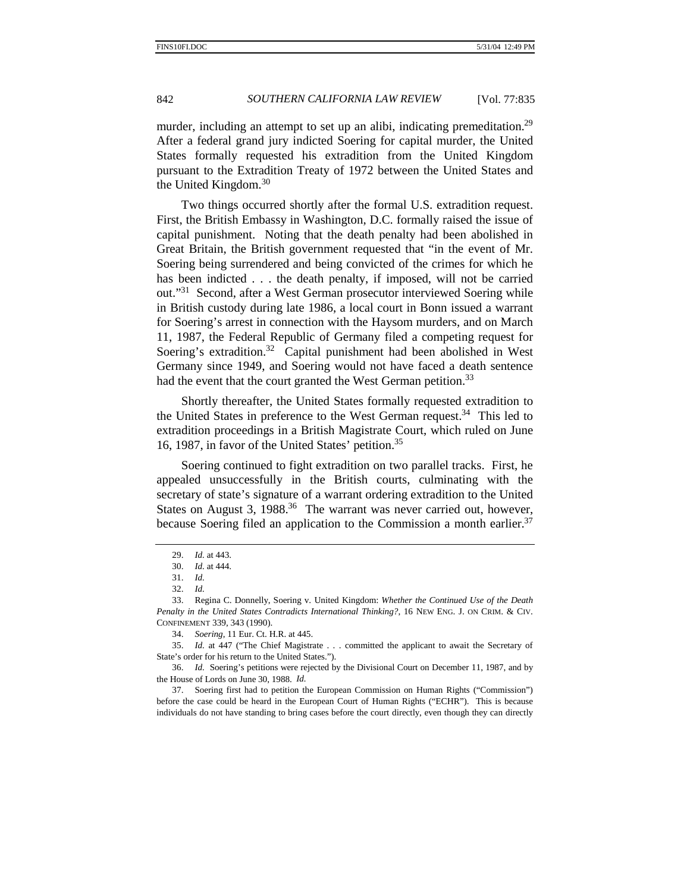murder, including an attempt to set up an alibi, indicating premeditation.[29] After a federal grand jury indicted Soering for capital murder, the United States formally requested his extradition from the United Kingdom pursuant to the Extradition Treaty of 1972 between the United States and the United Kingdom.[30]

Two things occurred shortly after the formal U.S. extradition request. First, the British Embassy in Washington, D.C. formally raised the issue of capital punishment. Noting that the death penalty had been abolished in Great Britain, the British government requested that "in the event of Mr. Soering being surrendered and being convicted of the crimes for which he has been indicted . . . the death penalty, if imposed, will not be carried out."[31] Second, after a West German prosecutor interviewed Soering while in British custody during late 1986, a local court in Bonn issued a warrant for Soering's arrest in connection with the Haysom murders, and on March 11, 1987, the Federal Republic of Germany filed a competing request for Soering's extradition.[32] Capital punishment had been abolished in West Germany since 1949, and Soering would not have faced a death sentence had the event that the court granted the West German petition.[33]

Shortly thereafter, the United States formally requested extradition to the United States in preference to the West German request.[34] This led to extradition proceedings in a British Magistrate Court, which ruled on June 16, 1987, in favor of the United States' petition.[35]

Soering continued to fight extradition on two parallel tracks. First, he appealed unsuccessfully in the British courts, culminating with the secretary of state's signature of a warrant ordering extradition to the United States on August 3, 1988.[36] The warrant was never carried out, however, because Soering filed an application to the Commission a month earlier.[37]

---

29. *Id.* at 443.

30. *Id.* at 444.

31. *Id.*

32. *Id.*

33. Regina C. Donnelly, Soering v. United Kingdom: *Whether the Continued Use of the Death Penalty in the United States Contradicts International Thinking?*, 16 NEW ENG. J. ON CRIM. & CIV. CONFINEMENT 339, 343 (1990).

34. *Soering*, 11 Eur. Ct. H.R. at 445.

35. *Id.* at 447 ("The Chief Magistrate . . . committed the applicant to await the Secretary of State's order for his return to the United States.").

36. *Id.* Soering's petitions were rejected by the Divisional Court on December 11, 1987, and by the House of Lords on June 30, 1988. *Id.*

37. Soering first had to petition the European Commission on Human Rights ("Commission") before the case could be heard in the European Court of Human Rights ("ECHR"). This is because individuals do not have standing to bring cases before the court directly, even though they can directly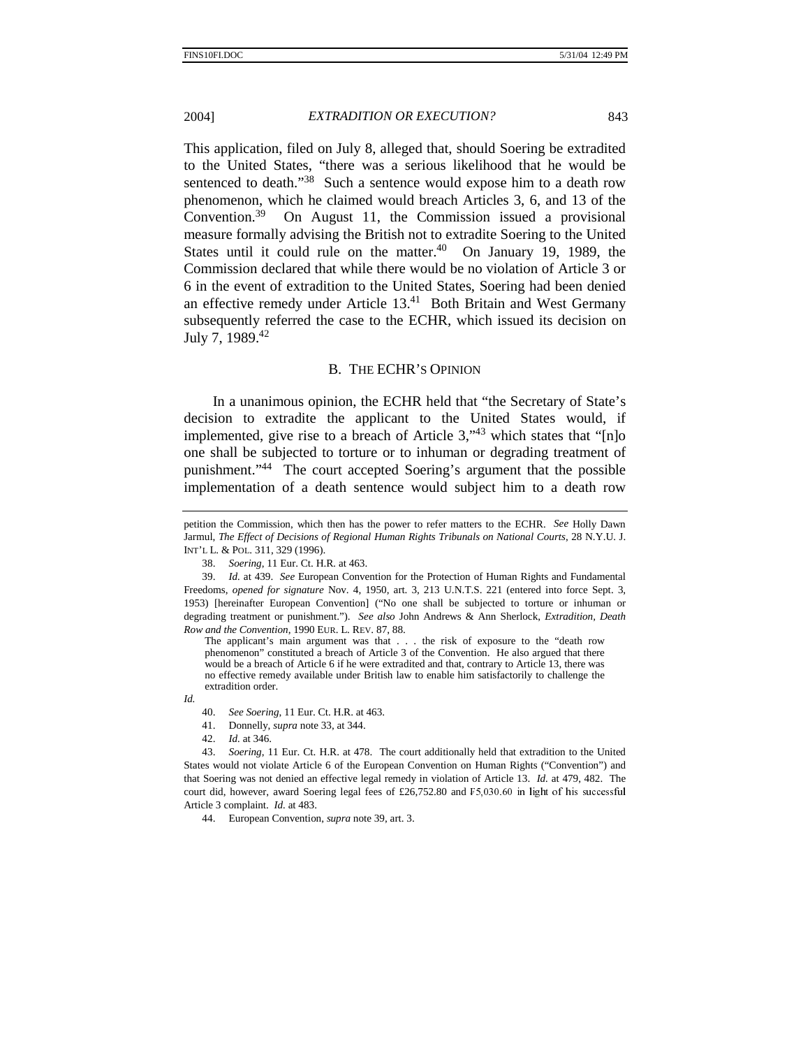This application, filed on July 8, alleged that, should Soering be extradited to the United States, "there was a serious likelihood that he would be sentenced to death."[38] Such a sentence would expose him to a death row phenomenon, which he claimed would breach Articles 3, 6, and 13 of the Convention.[39] On August 11, the Commission issued a provisional measure formally advising the British not to extradite Soering to the United States until it could rule on the matter.[40] On January 19, 1989, the Commission declared that while there would be no violation of Article 3 or 6 in the event of extradition to the United States, Soering had been denied an effective remedy under Article 13.[41] Both Britain and West Germany subsequently referred the case to the ECHR, which issued its decision on July 7, 1989.[42]

## B. THE ECHR'S OPINION

In a unanimous opinion, the ECHR held that "the Secretary of State's decision to extradite the applicant to the United States would, if implemented, give rise to a breach of Article 3,"[43] which states that "[n]o one shall be subjected to torture or to inhuman or degrading treatment of punishment."[44] The court accepted Soering's argument that the possible implementation of a death sentence would subject him to a death row

---

petition the Commission, which then has the power to refer matters to the ECHR. *See* Holly Dawn Jarmul, *The Effect of Decisions of Regional Human Rights Tribunals on National Courts*, 28 N.Y.U. J. INT'L L. & POL. 311, 329 (1996).

38. *Soering*, 11 Eur. Ct. H.R. at 463.

39. *Id.* at 439. *See* European Convention for the Protection of Human Rights and Fundamental Freedoms, *opened for signature* Nov. 4, 1950, art. 3, 213 U.N.T.S. 221 (entered into force Sept. 3, 1953) [hereinafter European Convention] ("No one shall be subjected to torture or inhuman or degrading treatment or punishment."). *See also* John Andrews & Ann Sherlock, *Extradition, Death Row and the Convention*, 1990 EUR. L. REV. 87, 88.

> The applicant's main argument was that . . . the risk of exposure to the "death row phenomenon" constituted a breach of Article 3 of the Convention. He also argued that there would be a breach of Article 6 if he were extradited and that, contrary to Article 13, there was no effective remedy available under British law to enable him satisfactorily to challenge the extradition order.

*Id.*

40. *See Soering*, 11 Eur. Ct. H.R. at 463.

41. Donnelly, *supra* note 33, at 344.

42. *Id.* at 346.

43. *Soering*, 11 Eur. Ct. H.R. at 478. The court additionally held that extradition to the United States would not violate Article 6 of the European Convention on Human Rights ("Convention") and that Soering was not denied an effective legal remedy in violation of Article 13. *Id.* at 479, 482. The court did, however, award Soering legal fees of £26,752.80 and F5,030.60 in light of his successful Article 3 complaint. *Id.* at 483.

44. European Convention, *supra* note 39, art. 3.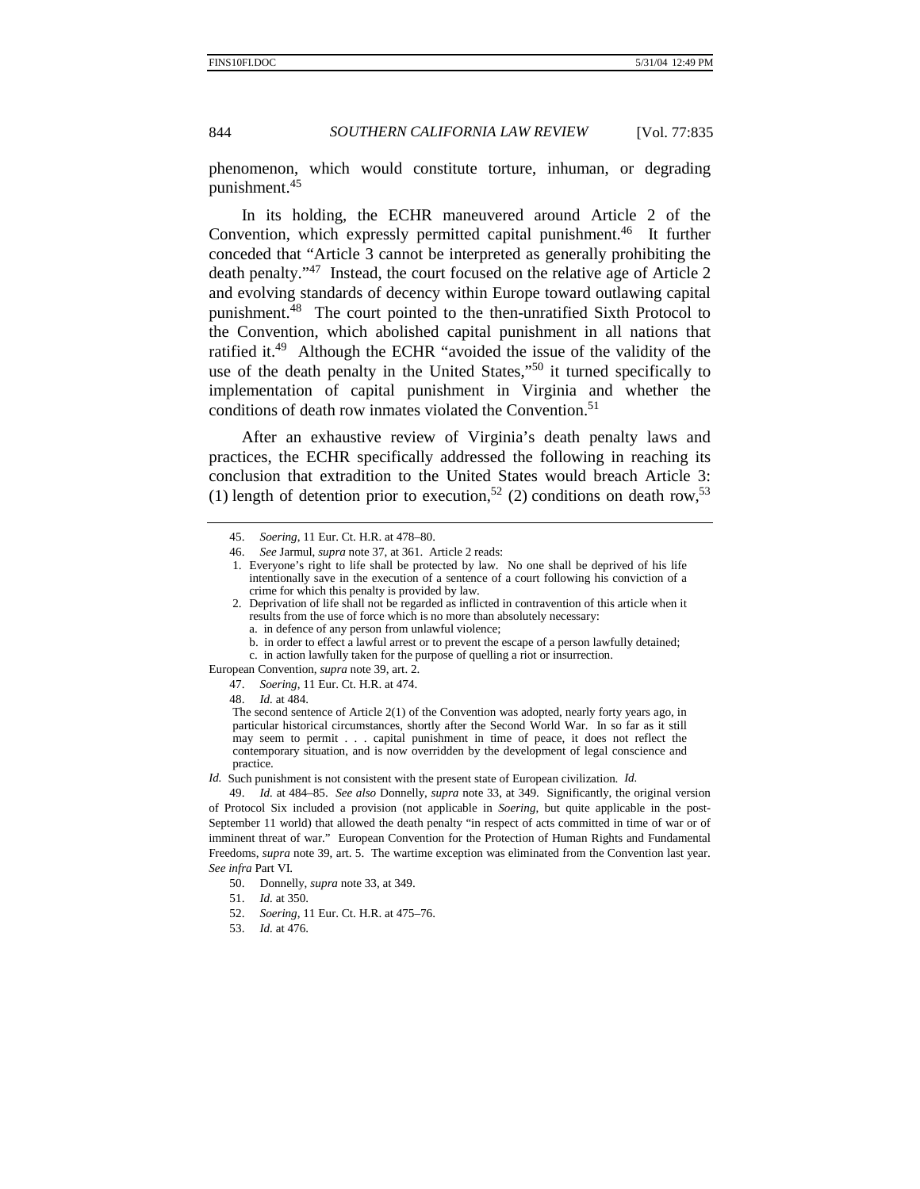phenomenon, which would constitute torture, inhuman, or degrading punishment.[45]

In its holding, the ECHR maneuvered around Article 2 of the Convention, which expressly permitted capital punishment.[46] It further conceded that "Article 3 cannot be interpreted as generally prohibiting the death penalty."[47] Instead, the court focused on the relative age of Article 2 and evolving standards of decency within Europe toward outlawing capital punishment.[48] The court pointed to the then-unratified Sixth Protocol to the Convention, which abolished capital punishment in all nations that ratified it.[49] Although the ECHR "avoided the issue of the validity of the use of the death penalty in the United States,"[50] it turned specifically to implementation of capital punishment in Virginia and whether the conditions of death row inmates violated the Convention.[51]

After an exhaustive review of Virginia's death penalty laws and practices, the ECHR specifically addressed the following in reaching its conclusion that extradition to the United States would breach Article 3: (1) length of detention prior to execution,[52] (2) conditions on death row,[53]

---

45. *Soering*, 11 Eur. Ct. H.R. at 478–80.

46. *See* Jarmul, *supra* note 37, at 361. Article 2 reads:

> 1. Everyone's right to life shall be protected by law. No one shall be deprived of his life intentionally save in the execution of a sentence of a court following his conviction of a crime for which this penalty is provided by law.
> 2. Deprivation of life shall not be regarded as inflicted in contravention of this article when it results from the use of force which is no more than absolutely necessary:
>    a. in defence of any person from unlawful violence;
>    b. in order to effect a lawful arrest or to prevent the escape of a person lawfully detained;
>    c. in action lawfully taken for the purpose of quelling a riot or insurrection.

European Convention, *supra* note 39, art. 2.

47. *Soering*, 11 Eur. Ct. H.R. at 474.

48. *Id.* at 484.

> The second sentence of Article 2(1) of the Convention was adopted, nearly forty years ago, in particular historical circumstances, shortly after the Second World War. In so far as it still may seem to permit . . . capital punishment in time of peace, it does not reflect the contemporary situation, and is now overridden by the development of legal conscience and practice.

*Id.* Such punishment is not consistent with the present state of European civilization. *Id.*

49. *Id.* at 484–85. *See also* Donnelly, *supra* note 33, at 349. Significantly, the original version of Protocol Six included a provision (not applicable in *Soering*, but quite applicable in the post-September 11 world) that allowed the death penalty "in respect of acts committed in time of war or of imminent threat of war." European Convention for the Protection of Human Rights and Fundamental Freedoms, *supra* note 39, art. 5. The wartime exception was eliminated from the Convention last year. *See infra* Part VI.

50. Donnelly, *supra* note 33, at 349.

51. *Id.* at 350.

52. *Soering*, 11 Eur. Ct. H.R. at 475–76.

53. *Id.* at 476.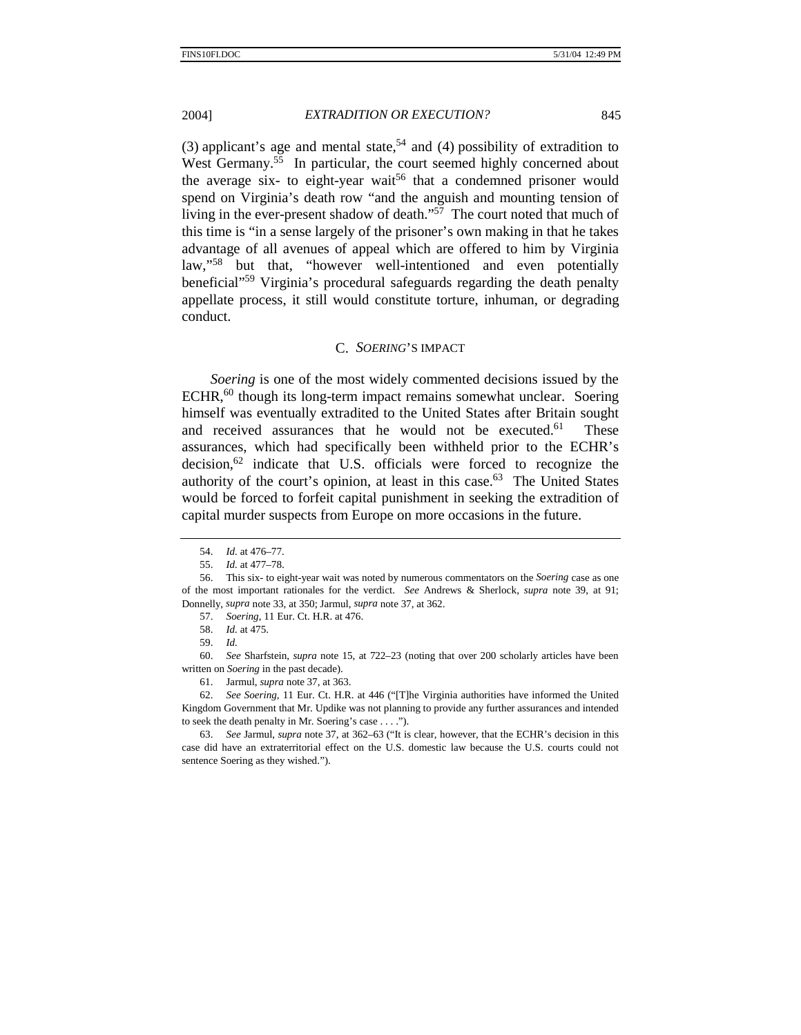(3) applicant's age and mental state,[54] and (4) possibility of extradition to West Germany.[55] In particular, the court seemed highly concerned about the average six- to eight-year wait[56] that a condemned prisoner would spend on Virginia's death row "and the anguish and mounting tension of living in the ever-present shadow of death."[57] The court noted that much of this time is "in a sense largely of the prisoner's own making in that he takes advantage of all avenues of appeal which are offered to him by Virginia law,"[58] but that, "however well-intentioned and even potentially beneficial"[59] Virginia's procedural safeguards regarding the death penalty appellate process, it still would constitute torture, inhuman, or degrading conduct.

### C. *SOERING*'S IMPACT

*Soering* is one of the most widely commented decisions issued by the ECHR,[60] though its long-term impact remains somewhat unclear. Soering himself was eventually extradited to the United States after Britain sought and received assurances that he would not be executed.[61] These assurances, which had specifically been withheld prior to the ECHR's decision,[62] indicate that U.S. officials were forced to recognize the authority of the court's opinion, at least in this case.[63] The United States would be forced to forfeit capital punishment in seeking the extradition of capital murder suspects from Europe on more occasions in the future.

---

54. *Id.* at 476–77.

55. *Id.* at 477–78.

56. This six- to eight-year wait was noted by numerous commentators on the *Soering* case as one of the most important rationales for the verdict. *See* Andrews & Sherlock, *supra* note 39, at 91; Donnelly, *supra* note 33, at 350; Jarmul, *supra* note 37, at 362.

57. *Soering*, 11 Eur. Ct. H.R. at 476.

58. *Id.* at 475.

59. *Id.*

60. *See* Sharfstein, *supra* note 15, at 722–23 (noting that over 200 scholarly articles have been written on *Soering* in the past decade).

61. Jarmul, *supra* note 37, at 363.

62. *See Soering*, 11 Eur. Ct. H.R. at 446 ("[T]he Virginia authorities have informed the United Kingdom Government that Mr. Updike was not planning to provide any further assurances and intended to seek the death penalty in Mr. Soering's case . . . .").

63. *See* Jarmul, *supra* note 37, at 362–63 ("It is clear, however, that the ECHR's decision in this case did have an extraterritorial effect on the U.S. domestic law because the U.S. courts could not sentence Soering as they wished.").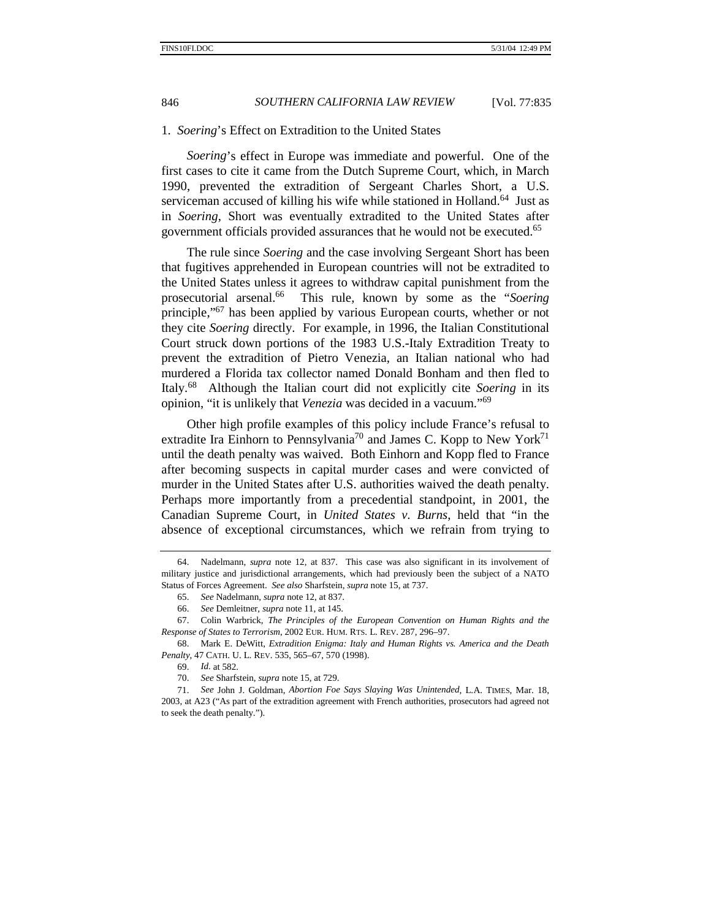### 1. *Soering*'s Effect on Extradition to the United States

*Soering*'s effect in Europe was immediate and powerful. One of the first cases to cite it came from the Dutch Supreme Court, which, in March 1990, prevented the extradition of Sergeant Charles Short, a U.S. serviceman accused of killing his wife while stationed in Holland.[64] Just as in *Soering*, Short was eventually extradited to the United States after government officials provided assurances that he would not be executed.[65]

The rule since *Soering* and the case involving Sergeant Short has been that fugitives apprehended in European countries will not be extradited to the United States unless it agrees to withdraw capital punishment from the prosecutorial arsenal.[66] This rule, known by some as the "*Soering* principle,"[67] has been applied by various European courts, whether or not they cite *Soering* directly. For example, in 1996, the Italian Constitutional Court struck down portions of the 1983 U.S.-Italy Extradition Treaty to prevent the extradition of Pietro Venezia, an Italian national who had murdered a Florida tax collector named Donald Bonham and then fled to Italy.[68] Although the Italian court did not explicitly cite *Soering* in its opinion, "it is unlikely that *Venezia* was decided in a vacuum."[69]

Other high profile examples of this policy include France's refusal to extradite Ira Einhorn to Pennsylvania[70] and James C. Kopp to New York[71] until the death penalty was waived. Both Einhorn and Kopp fled to France after becoming suspects in capital murder cases and were convicted of murder in the United States after U.S. authorities waived the death penalty. Perhaps more importantly from a precedential standpoint, in 2001, the Canadian Supreme Court, in *United States v. Burns*, held that "in the absence of exceptional circumstances, which we refrain from trying to

---

64. Nadelmann, *supra* note 12, at 837. This case was also significant in its involvement of military justice and jurisdictional arrangements, which had previously been the subject of a NATO Status of Forces Agreement. *See also* Sharfstein, *supra* note 15, at 737.

65. *See* Nadelmann, *supra* note 12, at 837.

66. *See* Demleitner, *supra* note 11, at 145.

67. Colin Warbrick, *The Principles of the European Convention on Human Rights and the Response of States to Terrorism*, 2002 EUR. HUM. RTS. L. REV. 287, 296–97.

68. Mark E. DeWitt, *Extradition Enigma: Italy and Human Rights vs. America and the Death Penalty*, 47 CATH. U. L. REV. 535, 565–67, 570 (1998).

69. *Id.* at 582.

70. *See* Sharfstein, *supra* note 15, at 729.

71. *See* John J. Goldman, *Abortion Foe Says Slaying Was Unintended*, L.A. TIMES, Mar. 18, 2003, at A23 ("As part of the extradition agreement with French authorities, prosecutors had agreed not to seek the death penalty.").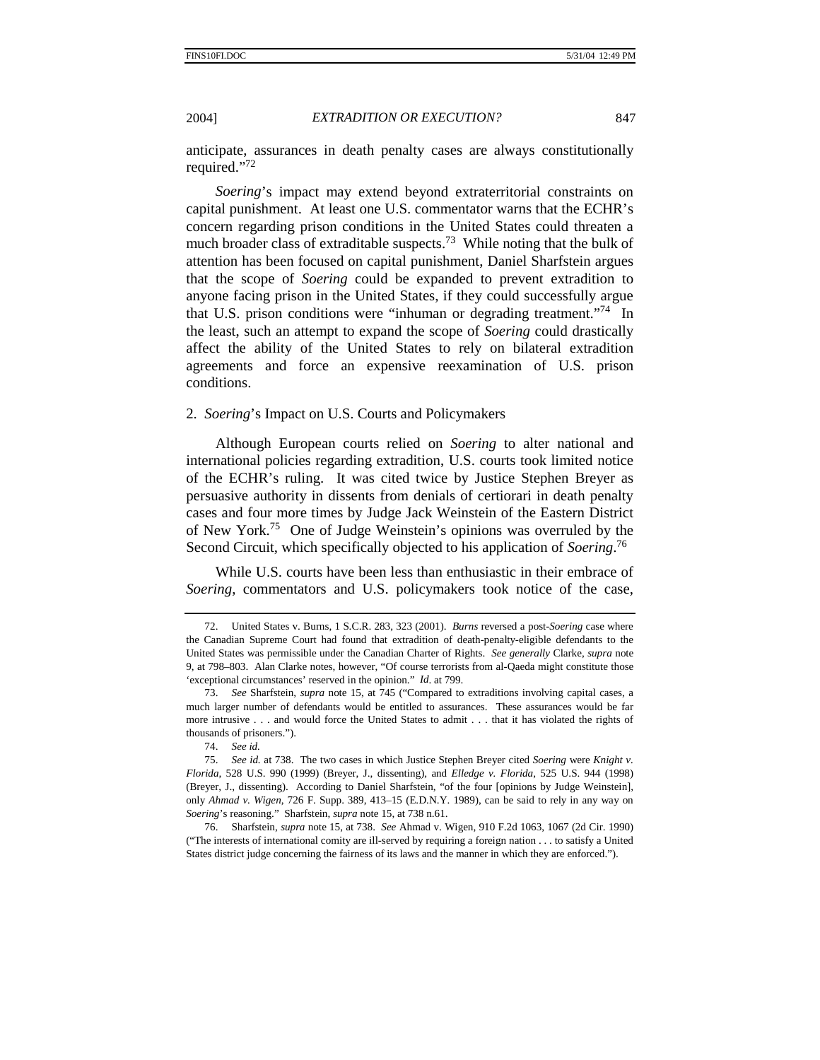anticipate, assurances in death penalty cases are always constitutionally required."[72]

*Soering*'s impact may extend beyond extraterritorial constraints on capital punishment. At least one U.S. commentator warns that the ECHR's concern regarding prison conditions in the United States could threaten a much broader class of extraditable suspects.[73] While noting that the bulk of attention has been focused on capital punishment, Daniel Sharfstein argues that the scope of *Soering* could be expanded to prevent extradition to anyone facing prison in the United States, if they could successfully argue that U.S. prison conditions were "inhuman or degrading treatment."[74] In the least, such an attempt to expand the scope of *Soering* could drastically affect the ability of the United States to rely on bilateral extradition agreements and force an expensive reexamination of U.S. prison conditions.

### 2. *Soering*'s Impact on U.S. Courts and Policymakers

Although European courts relied on *Soering* to alter national and international policies regarding extradition, U.S. courts took limited notice of the ECHR's ruling. It was cited twice by Justice Stephen Breyer as persuasive authority in dissents from denials of certiorari in death penalty cases and four more times by Judge Jack Weinstein of the Eastern District of New York.[75] One of Judge Weinstein's opinions was overruled by the Second Circuit, which specifically objected to his application of *Soering*.[76]

While U.S. courts have been less than enthusiastic in their embrace of *Soering*, commentators and U.S. policymakers took notice of the case,

---

72. United States v. Burns, 1 S.C.R. 283, 323 (2001). *Burns* reversed a post-*Soering* case where the Canadian Supreme Court had found that extradition of death-penalty-eligible defendants to the United States was permissible under the Canadian Charter of Rights. *See generally* Clarke, *supra* note 9, at 798–803. Alan Clarke notes, however, "Of course terrorists from al-Qaeda might constitute those 'exceptional circumstances' reserved in the opinion." *Id*. at 799.

73. *See* Sharfstein, *supra* note 15, at 745 ("Compared to extraditions involving capital cases, a much larger number of defendants would be entitled to assurances. These assurances would be far more intrusive . . . and would force the United States to admit . . . that it has violated the rights of thousands of prisoners.").

74. *See id.*

75. *See id.* at 738. The two cases in which Justice Stephen Breyer cited *Soering* were *Knight v. Florida*, 528 U.S. 990 (1999) (Breyer, J., dissenting), and *Elledge v. Florida*, 525 U.S. 944 (1998) (Breyer, J., dissenting). According to Daniel Sharfstein, "of the four [opinions by Judge Weinstein], only *Ahmad v. Wigen*, 726 F. Supp. 389, 413–15 (E.D.N.Y. 1989), can be said to rely in any way on *Soering*'s reasoning." Sharfstein, *supra* note 15, at 738 n.61.

76. Sharfstein, *supra* note 15, at 738. *See* Ahmad v. Wigen, 910 F.2d 1063, 1067 (2d Cir. 1990) ("The interests of international comity are ill-served by requiring a foreign nation . . . to satisfy a United States district judge concerning the fairness of its laws and the manner in which they are enforced.").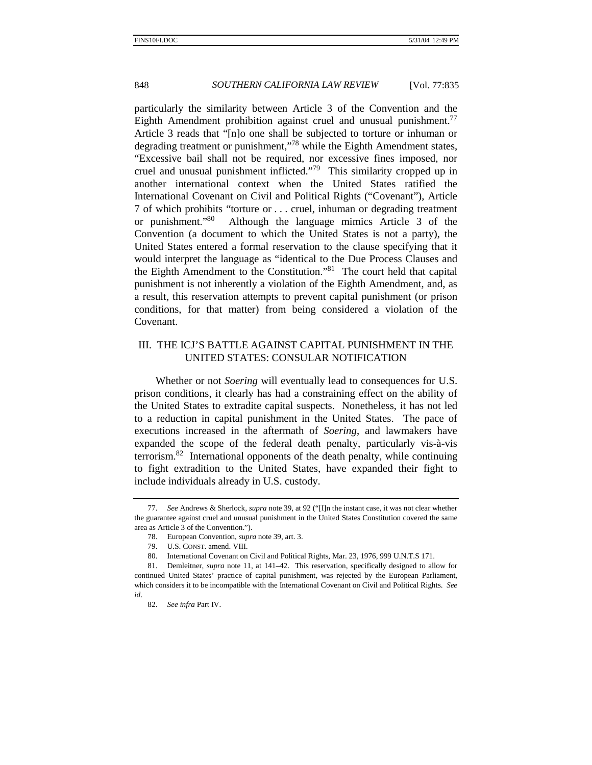particularly the similarity between Article 3 of the Convention and the Eighth Amendment prohibition against cruel and unusual punishment.[77] Article 3 reads that "[n]o one shall be subjected to torture or inhuman or degrading treatment or punishment,"[78] while the Eighth Amendment states, "Excessive bail shall not be required, nor excessive fines imposed, nor cruel and unusual punishment inflicted."[79] This similarity cropped up in another international context when the United States ratified the International Covenant on Civil and Political Rights ("Covenant"), Article 7 of which prohibits "torture or . . . cruel, inhuman or degrading treatment or punishment."[80] Although the language mimics Article 3 of the Convention (a document to which the United States is not a party), the United States entered a formal reservation to the clause specifying that it would interpret the language as "identical to the Due Process Clauses and the Eighth Amendment to the Constitution."[81] The court held that capital punishment is not inherently a violation of the Eighth Amendment, and, as a result, this reservation attempts to prevent capital punishment (or prison conditions, for that matter) from being considered a violation of the Covenant.

## III. THE ICJ'S BATTLE AGAINST CAPITAL PUNISHMENT IN THE UNITED STATES: CONSULAR NOTIFICATION

Whether or not *Soering* will eventually lead to consequences for U.S. prison conditions, it clearly has had a constraining effect on the ability of the United States to extradite capital suspects. Nonetheless, it has not led to a reduction in capital punishment in the United States. The pace of executions increased in the aftermath of *Soering*, and lawmakers have expanded the scope of the federal death penalty, particularly vis-à-vis terrorism.[82] International opponents of the death penalty, while continuing to fight extradition to the United States, have expanded their fight to include individuals already in U.S. custody.

---

77. *See* Andrews & Sherlock, *supra* note 39, at 92 ("[I]n the instant case, it was not clear whether the guarantee against cruel and unusual punishment in the United States Constitution covered the same area as Article 3 of the Convention.").

78. European Convention, *supra* note 39, art. 3.

79. U.S. CONST. amend. VIII.

80. International Covenant on Civil and Political Rights, Mar. 23, 1976, 999 U.N.T.S 171.

81. Demleitner, *supra* note 11, at 141–42. This reservation, specifically designed to allow for continued United States' practice of capital punishment, was rejected by the European Parliament, which considers it to be incompatible with the International Covenant on Civil and Political Rights. *See id*.

82. *See infra* Part IV.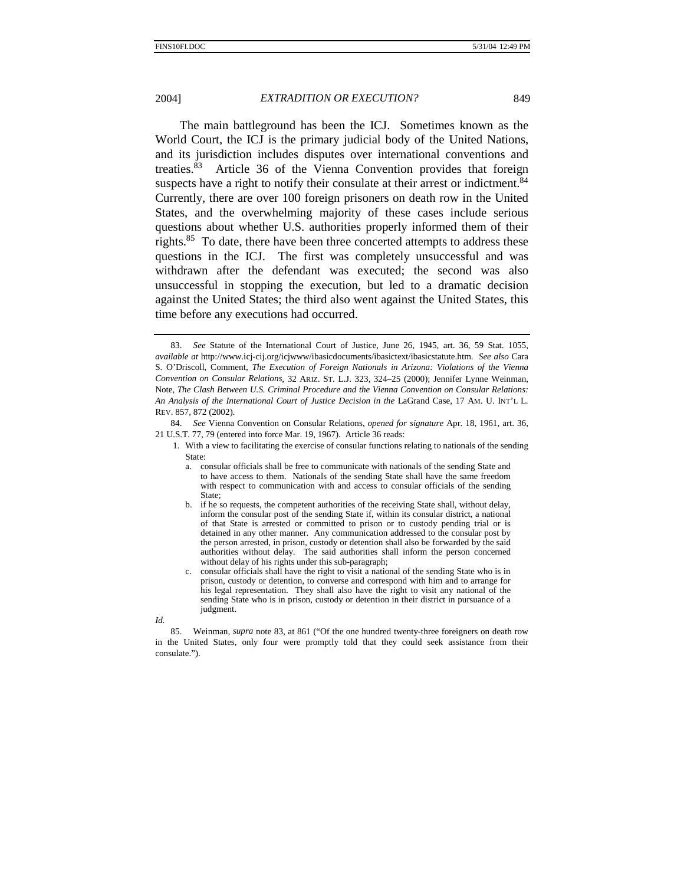The main battleground has been the ICJ. Sometimes known as the World Court, the ICJ is the primary judicial body of the United Nations, and its jurisdiction includes disputes over international conventions and treaties.[83] Article 36 of the Vienna Convention provides that foreign suspects have a right to notify their consulate at their arrest or indictment.[84] Currently, there are over 100 foreign prisoners on death row in the United States, and the overwhelming majority of these cases include serious questions about whether U.S. authorities properly informed them of their rights.[85] To date, there have been three concerted attempts to address these questions in the ICJ. The first was completely unsuccessful and was withdrawn after the defendant was executed; the second was also unsuccessful in stopping the execution, but led to a dramatic decision against the United States; the third also went against the United States, this time before any executions had occurred.

---

83. *See* Statute of the International Court of Justice, June 26, 1945, art. 36, 59 Stat. 1055, *available at* http://www.icj-cij.org/icjwww/ibasicdocuments/ibasictext/ibasicstatute.htm. *See also* Cara S. O'Driscoll, Comment, *The Execution of Foreign Nationals in Arizona: Violations of the Vienna Convention on Consular Relations*, 32 ARIZ. ST. L.J. 323, 324–25 (2000); Jennifer Lynne Weinman, Note, *The Clash Between U.S. Criminal Procedure and the Vienna Convention on Consular Relations: An Analysis of the International Court of Justice Decision in the* LaGrand Case, 17 AM. U. INT'L L. REV. 857, 872 (2002).

84. *See* Vienna Convention on Consular Relations, *opened for signature* Apr. 18, 1961, art. 36, 21 U.S.T. 77, 79 (entered into force Mar. 19, 1967). Article 36 reads:

> 1. With a view to facilitating the exercise of consular functions relating to nationals of the sending State:
>    a. consular officials shall be free to communicate with nationals of the sending State and to have access to them. Nationals of the sending State shall have the same freedom with respect to communication with and access to consular officials of the sending State;
>    b. if he so requests, the competent authorities of the receiving State shall, without delay, inform the consular post of the sending State if, within its consular district, a national of that State is arrested or committed to prison or to custody pending trial or is detained in any other manner. Any communication addressed to the consular post by the person arrested, in prison, custody or detention shall also be forwarded by the said authorities without delay. The said authorities shall inform the person concerned without delay of his rights under this sub-paragraph;
>    c. consular officials shall have the right to visit a national of the sending State who is in prison, custody or detention, to converse and correspond with him and to arrange for his legal representation. They shall also have the right to visit any national of the sending State who is in prison, custody or detention in their district in pursuance of a judgment.

*Id.*

85. Weinman, *supra* note 83, at 861 ("Of the one hundred twenty-three foreigners on death row in the United States, only four were promptly told that they could seek assistance from their consulate.").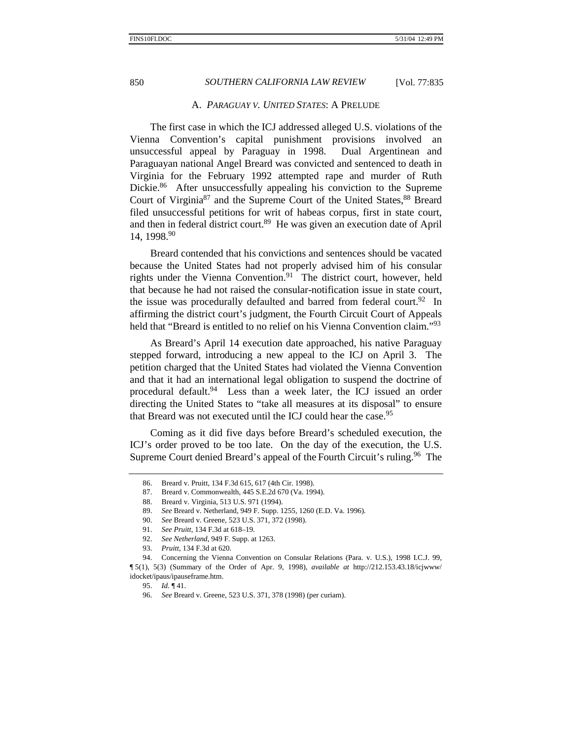### A. *PARAGUAY V. UNITED STATES*: A PRELUDE

The first case in which the ICJ addressed alleged U.S. violations of the Vienna Convention's capital punishment provisions involved an unsuccessful appeal by Paraguay in 1998. Dual Argentinean and Paraguayan national Angel Breard was convicted and sentenced to death in Virginia for the February 1992 attempted rape and murder of Ruth Dickie.[86] After unsuccessfully appealing his conviction to the Supreme Court of Virginia[87] and the Supreme Court of the United States,[88] Breard filed unsuccessful petitions for writ of habeas corpus, first in state court, and then in federal district court.[89] He was given an execution date of April 14, 1998.[90]

Breard contended that his convictions and sentences should be vacated because the United States had not properly advised him of his consular rights under the Vienna Convention.[91] The district court, however, held that because he had not raised the consular-notification issue in state court, the issue was procedurally defaulted and barred from federal court.[92] In affirming the district court's judgment, the Fourth Circuit Court of Appeals held that "Breard is entitled to no relief on his Vienna Convention claim."[93]

As Breard's April 14 execution date approached, his native Paraguay stepped forward, introducing a new appeal to the ICJ on April 3. The petition charged that the United States had violated the Vienna Convention and that it had an international legal obligation to suspend the doctrine of procedural default.[94] Less than a week later, the ICJ issued an order directing the United States to "take all measures at its disposal" to ensure that Breard was not executed until the ICJ could hear the case.[95]

Coming as it did five days before Breard's scheduled execution, the ICJ's order proved to be too late. On the day of the execution, the U.S. Supreme Court denied Breard's appeal of the Fourth Circuit's ruling.[96] The

---

86. Breard v. Pruitt, 134 F.3d 615, 617 (4th Cir. 1998).

87. Breard v. Commonwealth, 445 S.E.2d 670 (Va. 1994).

88. Breard v. Virginia, 513 U.S. 971 (1994).

89. *See* Breard v. Netherland, 949 F. Supp. 1255, 1260 (E.D. Va. 1996).

90. *See* Breard v. Greene, 523 U.S. 371, 372 (1998).

91. *See Pruitt*, 134 F.3d at 618–19.

92. *See Netherland*, 949 F. Supp. at 1263.

93. *Pruitt*, 134 F.3d at 620.

94. Concerning the Vienna Convention on Consular Relations (Para. v. U.S.), 1998 I.C.J. 99, ¶ 5(1), 5(3) (Summary of the Order of Apr. 9, 1998), *available at* http://212.153.43.18/icjwww/idocket/ipaus/ipauseframe.htm.

95. *Id.* ¶ 41.

96. *See* Breard v. Greene, 523 U.S. 371, 378 (1998) (per curiam).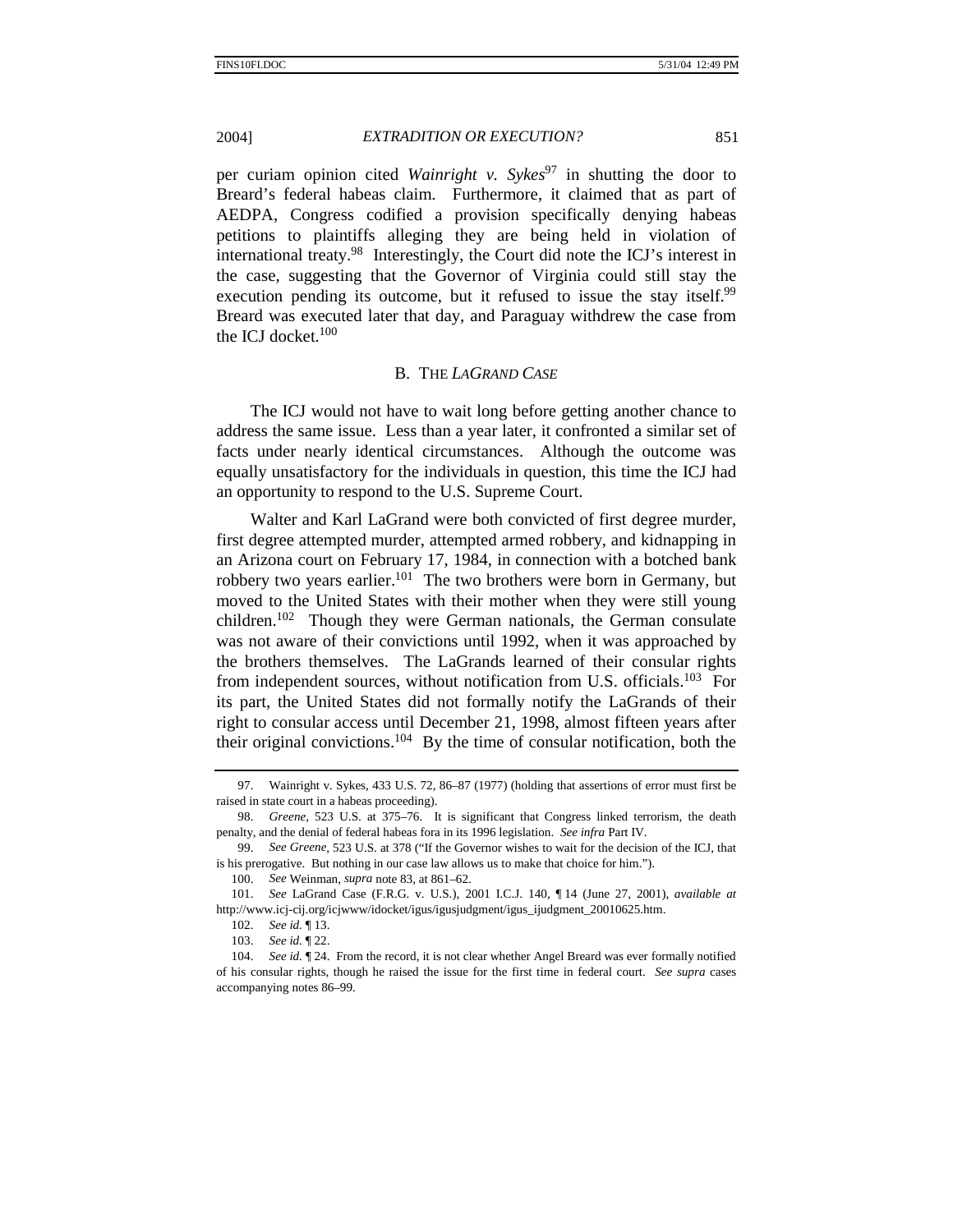per curiam opinion cited *Wainright v. Sykes*[97] in shutting the door to Breard's federal habeas claim. Furthermore, it claimed that as part of AEDPA, Congress codified a provision specifically denying habeas petitions to plaintiffs alleging they are being held in violation of international treaty.[98] Interestingly, the Court did note the ICJ's interest in the case, suggesting that the Governor of Virginia could still stay the execution pending its outcome, but it refused to issue the stay itself.[99] Breard was executed later that day, and Paraguay withdrew the case from the ICJ docket.[100]

### B. THE *LAGRAND CASE*

The ICJ would not have to wait long before getting another chance to address the same issue. Less than a year later, it confronted a similar set of facts under nearly identical circumstances. Although the outcome was equally unsatisfactory for the individuals in question, this time the ICJ had an opportunity to respond to the U.S. Supreme Court.

Walter and Karl LaGrand were both convicted of first degree murder, first degree attempted murder, attempted armed robbery, and kidnapping in an Arizona court on February 17, 1984, in connection with a botched bank robbery two years earlier.[101] The two brothers were born in Germany, but moved to the United States with their mother when they were still young children.[102] Though they were German nationals, the German consulate was not aware of their convictions until 1992, when it was approached by the brothers themselves. The LaGrands learned of their consular rights from independent sources, without notification from U.S. officials.[103] For its part, the United States did not formally notify the LaGrands of their right to consular access until December 21, 1998, almost fifteen years after their original convictions.[104] By the time of consular notification, both the

---

97. Wainright v. Sykes, 433 U.S. 72, 86–87 (1977) (holding that assertions of error must first be raised in state court in a habeas proceeding).

98. *Greene*, 523 U.S. at 375–76. It is significant that Congress linked terrorism, the death penalty, and the denial of federal habeas fora in its 1996 legislation. *See infra* Part IV.

99. *See Greene*, 523 U.S. at 378 ("If the Governor wishes to wait for the decision of the ICJ, that is his prerogative. But nothing in our case law allows us to make that choice for him.").

100. *See* Weinman, *supra* note 83, at 861–62.

101. *See* LaGrand Case (F.R.G. v. U.S.), 2001 I.C.J. 140, ¶ 14 (June 27, 2001), *available at* http://www.icj-cij.org/icjwww/idocket/igus/igusjudgment/igus_ijudgment_20010625.htm.

102. *See id.* ¶ 13.

103. *See id.* ¶ 22.

104. *See id.* ¶ 24. From the record, it is not clear whether Angel Breard was ever formally notified of his consular rights, though he raised the issue for the first time in federal court. *See supra* cases accompanying notes 86–99.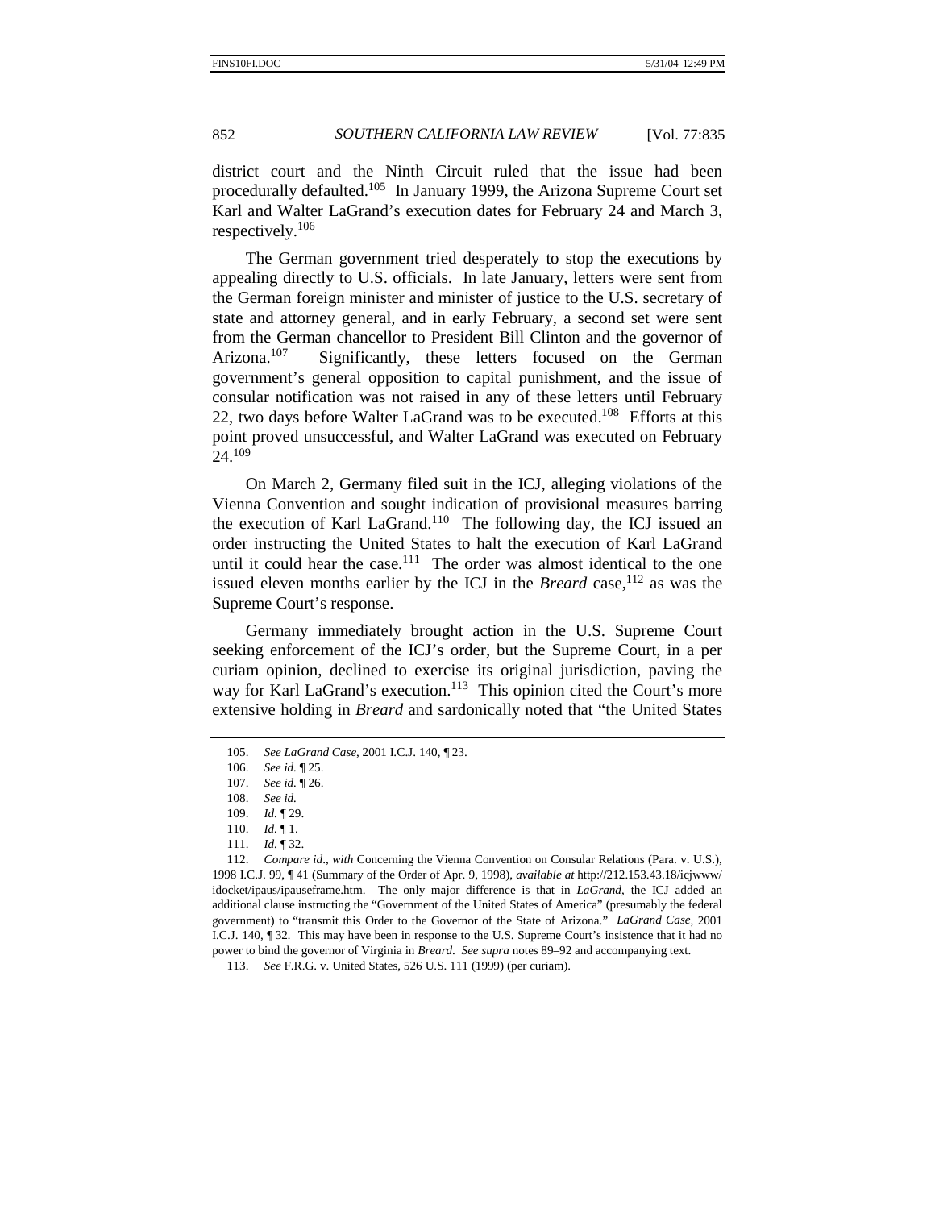district court and the Ninth Circuit ruled that the issue had been procedurally defaulted.[105] In January 1999, the Arizona Supreme Court set Karl and Walter LaGrand's execution dates for February 24 and March 3, respectively.[106]

The German government tried desperately to stop the executions by appealing directly to U.S. officials. In late January, letters were sent from the German foreign minister and minister of justice to the U.S. secretary of state and attorney general, and in early February, a second set were sent from the German chancellor to President Bill Clinton and the governor of Arizona.[107] Significantly, these letters focused on the German government's general opposition to capital punishment, and the issue of consular notification was not raised in any of these letters until February 22, two days before Walter LaGrand was to be executed.[108] Efforts at this point proved unsuccessful, and Walter LaGrand was executed on February 24.[109]

On March 2, Germany filed suit in the ICJ, alleging violations of the Vienna Convention and sought indication of provisional measures barring the execution of Karl LaGrand.[110] The following day, the ICJ issued an order instructing the United States to halt the execution of Karl LaGrand until it could hear the case.[111] The order was almost identical to the one issued eleven months earlier by the ICJ in the *Breard* case,[112] as was the Supreme Court's response.

Germany immediately brought action in the U.S. Supreme Court seeking enforcement of the ICJ's order, but the Supreme Court, in a per curiam opinion, declined to exercise its original jurisdiction, paving the way for Karl LaGrand's execution.[113] This opinion cited the Court's more extensive holding in *Breard* and sardonically noted that "the United States

---

105. *See LaGrand Case*, 2001 I.C.J. 140, ¶ 23.

106. *See id.* ¶ 25.

107. *See id.* ¶ 26.

108. *See id.*

109. *Id.* ¶ 29.

110. *Id.* ¶ 1.

111. *Id.* ¶ 32.

112. *Compare id.*, *with* Concerning the Vienna Convention on Consular Relations (Para. v. U.S.), 1998 I.C.J. 99, ¶ 41 (Summary of the Order of Apr. 9, 1998), *available at* http://212.153.43.18/icjwww/idocket/ipaus/ipauseframe.htm. The only major difference is that in *LaGrand*, the ICJ added an additional clause instructing the "Government of the United States of America" (presumably the federal government) to "transmit this Order to the Governor of the State of Arizona." *LaGrand Case*, 2001 I.C.J. 140, ¶ 32. This may have been in response to the U.S. Supreme Court's insistence that it had no power to bind the governor of Virginia in *Breard*. *See supra* notes 89–92 and accompanying text.

113. *See* F.R.G. v. United States, 526 U.S. 111 (1999) (per curiam).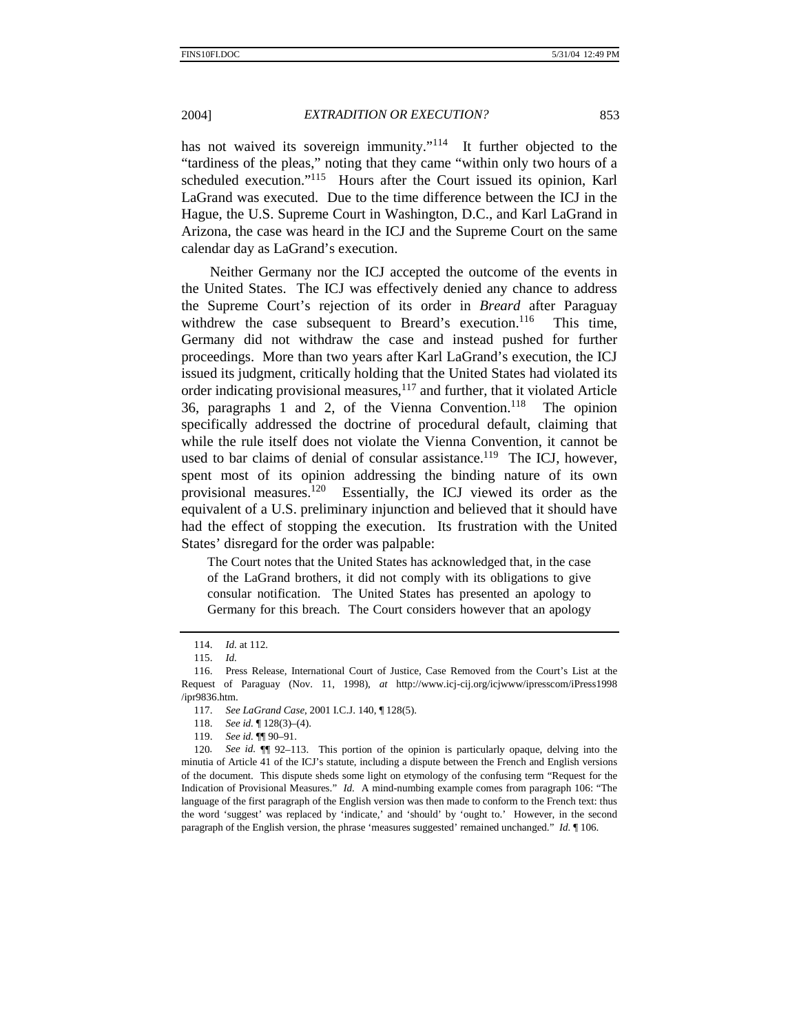has not waived its sovereign immunity."[114] It further objected to the "tardiness of the pleas," noting that they came "within only two hours of a scheduled execution."[115] Hours after the Court issued its opinion, Karl LaGrand was executed. Due to the time difference between the ICJ in the Hague, the U.S. Supreme Court in Washington, D.C., and Karl LaGrand in Arizona, the case was heard in the ICJ and the Supreme Court on the same calendar day as LaGrand's execution.

Neither Germany nor the ICJ accepted the outcome of the events in the United States. The ICJ was effectively denied any chance to address the Supreme Court's rejection of its order in *Breard* after Paraguay withdrew the case subsequent to Breard's execution.[116] This time, Germany did not withdraw the case and instead pushed for further proceedings. More than two years after Karl LaGrand's execution, the ICJ issued its judgment, critically holding that the United States had violated its order indicating provisional measures,[117] and further, that it violated Article 36, paragraphs 1 and 2, of the Vienna Convention.[118] The opinion specifically addressed the doctrine of procedural default, claiming that while the rule itself does not violate the Vienna Convention, it cannot be used to bar claims of denial of consular assistance.[119] The ICJ, however, spent most of its opinion addressing the binding nature of its own provisional measures.[120] Essentially, the ICJ viewed its order as the equivalent of a U.S. preliminary injunction and believed that it should have had the effect of stopping the execution. Its frustration with the United States' disregard for the order was palpable:

> The Court notes that the United States has acknowledged that, in the case of the LaGrand brothers, it did not comply with its obligations to give consular notification. The United States has presented an apology to Germany for this breach. The Court considers however that an apology

---

114. *Id.* at 112.

115. *Id.*

116. Press Release, International Court of Justice, Case Removed from the Court's List at the Request of Paraguay (Nov. 11, 1998), *at* http://www.icj-cij.org/icjwww/ipresscom/iPress1998/ipr9836.htm.

117. *See LaGrand Case*, 2001 I.C.J. 140, ¶ 128(5).

118. *See id.* ¶ 128(3)–(4).

119. *See id.* ¶¶ 90–91.

120. *See id.* ¶¶ 92–113. This portion of the opinion is particularly opaque, delving into the minutia of Article 41 of the ICJ's statute, including a dispute between the French and English versions of the document. This dispute sheds some light on etymology of the confusing term "Request for the Indication of Provisional Measures." *Id.* A mind-numbing example comes from paragraph 106: "The language of the first paragraph of the English version was then made to conform to the French text: thus the word 'suggest' was replaced by 'indicate,' and 'should' by 'ought to.' However, in the second paragraph of the English version, the phrase 'measures suggested' remained unchanged." *Id.* ¶ 106.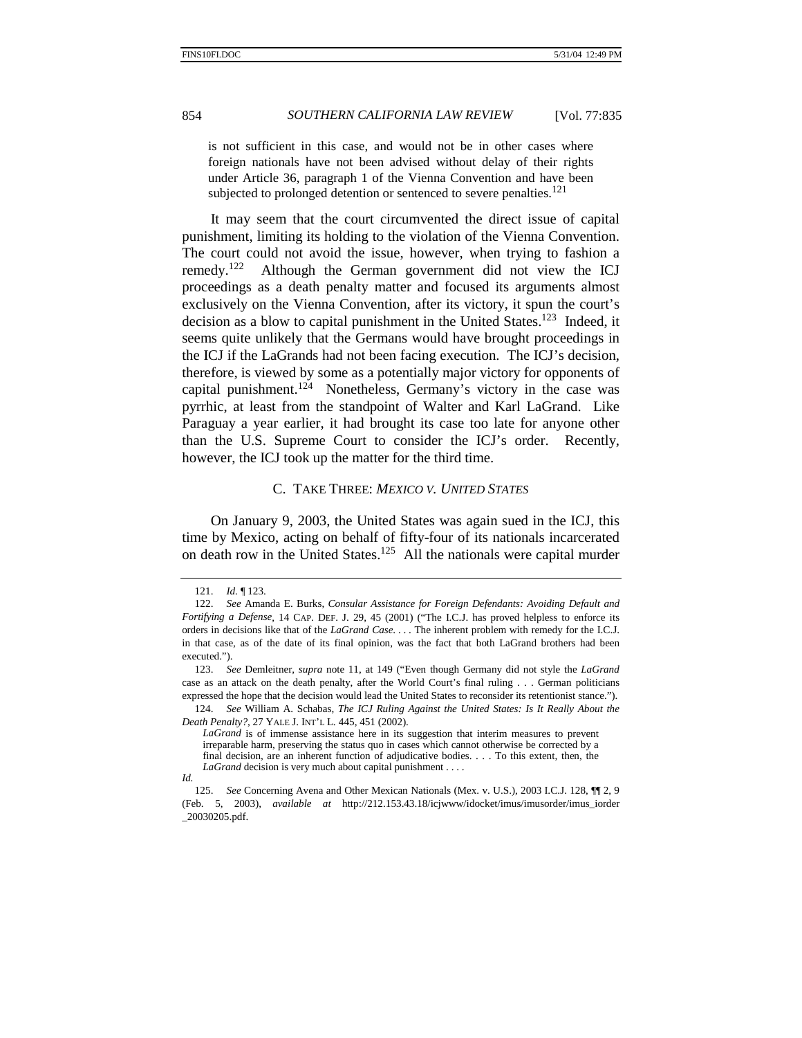is not sufficient in this case, and would not be in other cases where foreign nationals have not been advised without delay of their rights under Article 36, paragraph 1 of the Vienna Convention and have been subjected to prolonged detention or sentenced to severe penalties.[121]

It may seem that the court circumvented the direct issue of capital punishment, limiting its holding to the violation of the Vienna Convention. The court could not avoid the issue, however, when trying to fashion a remedy.[122] Although the German government did not view the ICJ proceedings as a death penalty matter and focused its arguments almost exclusively on the Vienna Convention, after its victory, it spun the court's decision as a blow to capital punishment in the United States.[123] Indeed, it seems quite unlikely that the Germans would have brought proceedings in the ICJ if the LaGrands had not been facing execution. The ICJ's decision, therefore, is viewed by some as a potentially major victory for opponents of capital punishment.[124] Nonetheless, Germany's victory in the case was pyrrhic, at least from the standpoint of Walter and Karl LaGrand. Like Paraguay a year earlier, it had brought its case too late for anyone other than the U.S. Supreme Court to consider the ICJ's order. Recently, however, the ICJ took up the matter for the third time.

### C. TAKE THREE: *MEXICO V. UNITED STATES*

On January 9, 2003, the United States was again sued in the ICJ, this time by Mexico, acting on behalf of fifty-four of its nationals incarcerated on death row in the United States.[125] All the nationals were capital murder

---

121. *Id.* ¶ 123.

122. *See* Amanda E. Burks, *Consular Assistance for Foreign Defendants: Avoiding Default and Fortifying a Defense*, 14 CAP. DEF. J. 29, 45 (2001) ("The I.C.J. has proved helpless to enforce its orders in decisions like that of the *LaGrand Case*. . . . The inherent problem with remedy for the I.C.J. in that case, as of the date of its final opinion, was the fact that both LaGrand brothers had been executed.").

123. *See* Demleitner, *supra* note 11, at 149 ("Even though Germany did not style the *LaGrand* case as an attack on the death penalty, after the World Court's final ruling . . . German politicians expressed the hope that the decision would lead the United States to reconsider its retentionist stance.").

124. *See* William A. Schabas, *The ICJ Ruling Against the United States: Is It Really About the Death Penalty?*, 27 YALE J. INT'L L. 445, 451 (2002).

> *LaGrand* is of immense assistance here in its suggestion that interim measures to prevent irreparable harm, preserving the status quo in cases which cannot otherwise be corrected by a final decision, are an inherent function of adjudicative bodies. . . . To this extent, then, the *LaGrand* decision is very much about capital punishment . . . .

*Id.*

125. *See* Concerning Avena and Other Mexican Nationals (Mex. v. U.S.), 2003 I.C.J. 128, ¶¶ 2, 9 (Feb. 5, 2003), *available at* http://212.153.43.18/icjwww/idocket/imus/imusorder/imus_iorder_20030205.pdf.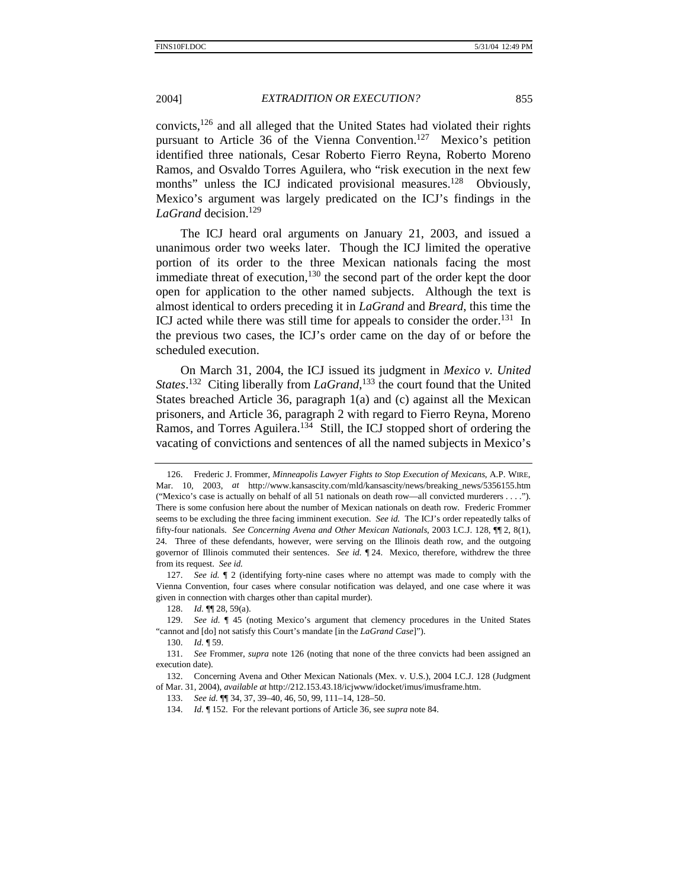convicts,[126] and all alleged that the United States had violated their rights pursuant to Article 36 of the Vienna Convention.[127] Mexico's petition identified three nationals, Cesar Roberto Fierro Reyna, Roberto Moreno Ramos, and Osvaldo Torres Aguilera, who "risk execution in the next few months" unless the ICJ indicated provisional measures.[128] Obviously, Mexico's argument was largely predicated on the ICJ's findings in the *LaGrand* decision.[129]

The ICJ heard oral arguments on January 21, 2003, and issued a unanimous order two weeks later. Though the ICJ limited the operative portion of its order to the three Mexican nationals facing the most immediate threat of execution,[130] the second part of the order kept the door open for application to the other named subjects. Although the text is almost identical to orders preceding it in *LaGrand* and *Breard*, this time the ICJ acted while there was still time for appeals to consider the order.[131] In the previous two cases, the ICJ's order came on the day of or before the scheduled execution.

On March 31, 2004, the ICJ issued its judgment in *Mexico v. United States*.[132] Citing liberally from *LaGrand*,[133] the court found that the United States breached Article 36, paragraph 1(a) and (c) against all the Mexican prisoners, and Article 36, paragraph 2 with regard to Fierro Reyna, Moreno Ramos, and Torres Aguilera.[134] Still, the ICJ stopped short of ordering the vacating of convictions and sentences of all the named subjects in Mexico's

---

126. Frederic J. Frommer, *Minneapolis Lawyer Fights to Stop Execution of Mexicans*, A.P. WIRE, Mar. 10, 2003, *at* http://www.kansascity.com/mld/kansascity/news/breaking_news/5356155.htm ("Mexico's case is actually on behalf of all 51 nationals on death row—all convicted murderers . . . ."). There is some confusion here about the number of Mexican nationals on death row. Frederic Frommer seems to be excluding the three facing imminent execution. *See id.* The ICJ's order repeatedly talks of fifty-four nationals. *See Concerning Avena and Other Mexican Nationals*, 2003 I.C.J. 128, ¶¶ 2, 8(1), 24. Three of these defendants, however, were serving on the Illinois death row, and the outgoing governor of Illinois commuted their sentences. *See id.* ¶ 24. Mexico, therefore, withdrew the three from its request. *See id.*

127. *See id.* ¶ 2 (identifying forty-nine cases where no attempt was made to comply with the Vienna Convention, four cases where consular notification was delayed, and one case where it was given in connection with charges other than capital murder).

128. *Id.* ¶¶ 28, 59(a).

129. *See id.* ¶ 45 (noting Mexico's argument that clemency procedures in the United States "cannot and [do] not satisfy this Court's mandate [in the *LaGrand Case*]").

130. *Id.* ¶ 59.

131. *See* Frommer, *supra* note 126 (noting that none of the three convicts had been assigned an execution date).

132. Concerning Avena and Other Mexican Nationals (Mex. v. U.S.), 2004 I.C.J. 128 (Judgment of Mar. 31, 2004), *available at* http://212.153.43.18/icjwww/idocket/imus/imusframe.htm.

133. *See id.* ¶¶ 34, 37, 39–40, 46, 50, 99, 111–14, 128–50.

134. *Id.* ¶ 152. For the relevant portions of Article 36, see *supra* note 84.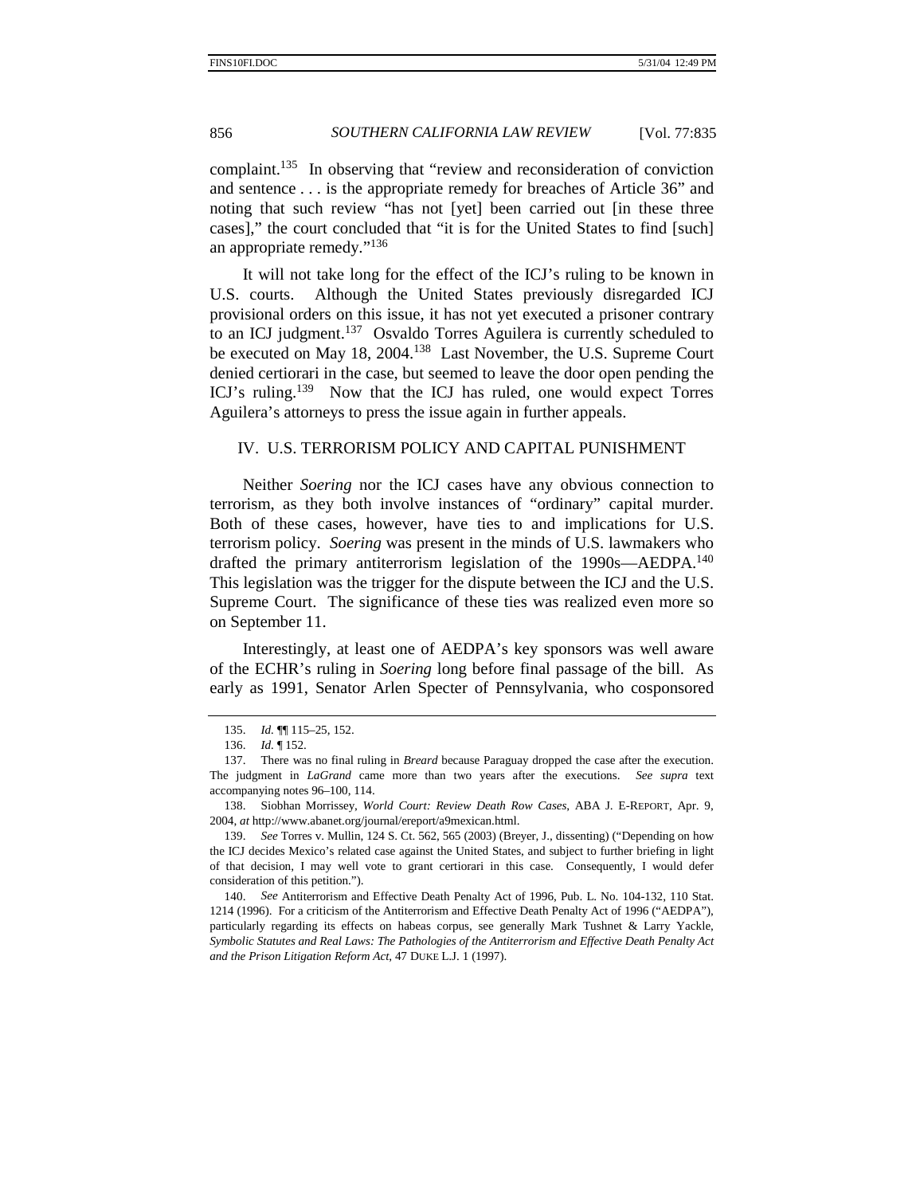complaint.[135] In observing that "review and reconsideration of conviction and sentence . . . is the appropriate remedy for breaches of Article 36" and noting that such review "has not [yet] been carried out [in these three cases]," the court concluded that "it is for the United States to find [such] an appropriate remedy."[136]

It will not take long for the effect of the ICJ's ruling to be known in U.S. courts. Although the United States previously disregarded ICJ provisional orders on this issue, it has not yet executed a prisoner contrary to an ICJ judgment.[137] Osvaldo Torres Aguilera is currently scheduled to be executed on May 18, 2004.[138] Last November, the U.S. Supreme Court denied certiorari in the case, but seemed to leave the door open pending the ICJ's ruling.[139] Now that the ICJ has ruled, one would expect Torres Aguilera's attorneys to press the issue again in further appeals.

## IV. U.S. TERRORISM POLICY AND CAPITAL PUNISHMENT

Neither *Soering* nor the ICJ cases have any obvious connection to terrorism, as they both involve instances of "ordinary" capital murder. Both of these cases, however, have ties to and implications for U.S. terrorism policy. *Soering* was present in the minds of U.S. lawmakers who drafted the primary antiterrorism legislation of the 1990s—AEDPA.[140] This legislation was the trigger for the dispute between the ICJ and the U.S. Supreme Court. The significance of these ties was realized even more so on September 11.

Interestingly, at least one of AEDPA's key sponsors was well aware of the ECHR's ruling in *Soering* long before final passage of the bill. As early as 1991, Senator Arlen Specter of Pennsylvania, who cosponsored

---

135. *Id.* ¶¶ 115–25, 152.

136. *Id.* ¶ 152.

137. There was no final ruling in *Breard* because Paraguay dropped the case after the execution. The judgment in *LaGrand* came more than two years after the executions. *See supra* text accompanying notes 96–100, 114.

138. Siobhan Morrissey, *World Court: Review Death Row Cases*, ABA J. E-REPORT, Apr. 9, 2004, *at* http://www.abanet.org/journal/ereport/a9mexican.html.

139. *See* Torres v. Mullin, 124 S. Ct. 562, 565 (2003) (Breyer, J., dissenting) ("Depending on how the ICJ decides Mexico's related case against the United States, and subject to further briefing in light of that decision, I may well vote to grant certiorari in this case. Consequently, I would defer consideration of this petition.").

140. *See* Antiterrorism and Effective Death Penalty Act of 1996, Pub. L. No. 104-132, 110 Stat. 1214 (1996). For a criticism of the Antiterrorism and Effective Death Penalty Act of 1996 ("AEDPA"), particularly regarding its effects on habeas corpus, see generally Mark Tushnet & Larry Yackle, *Symbolic Statutes and Real Laws: The Pathologies of the Antiterrorism and Effective Death Penalty Act and the Prison Litigation Reform Act*, 47 DUKE L.J. 1 (1997).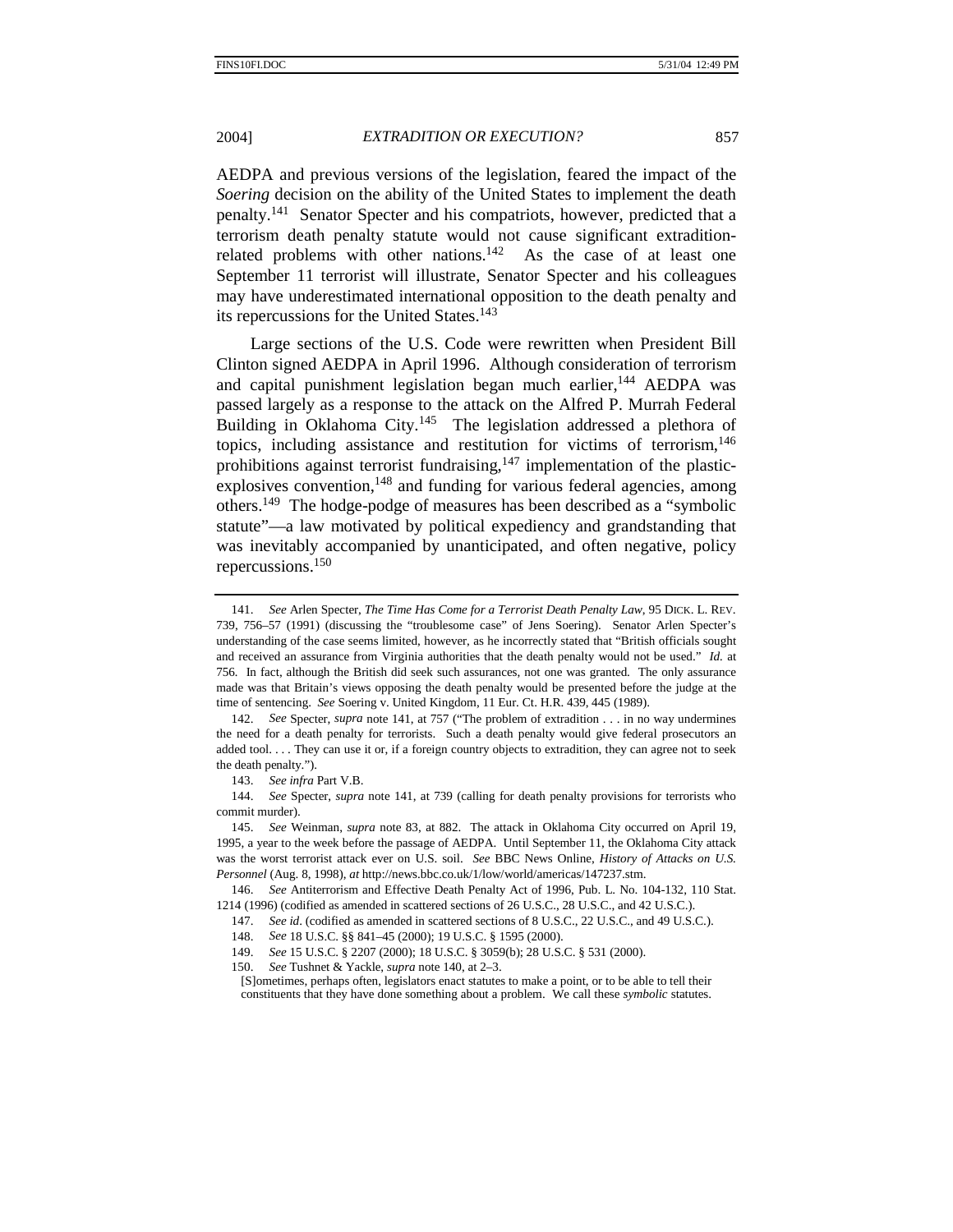AEDPA and previous versions of the legislation, feared the impact of the *Soering* decision on the ability of the United States to implement the death penalty.[141] Senator Specter and his compatriots, however, predicted that a terrorism death penalty statute would not cause significant extradition-related problems with other nations.[142] As the case of at least one September 11 terrorist will illustrate, Senator Specter and his colleagues may have underestimated international opposition to the death penalty and its repercussions for the United States.[143]

Large sections of the U.S. Code were rewritten when President Bill Clinton signed AEDPA in April 1996. Although consideration of terrorism and capital punishment legislation began much earlier,[144] AEDPA was passed largely as a response to the attack on the Alfred P. Murrah Federal Building in Oklahoma City.[145] The legislation addressed a plethora of topics, including assistance and restitution for victims of terrorism,[146] prohibitions against terrorist fundraising,[147] implementation of the plastic-explosives convention,[148] and funding for various federal agencies, among others.[149] The hodge-podge of measures has been described as a "symbolic statute"—a law motivated by political expediency and grandstanding that was inevitably accompanied by unanticipated, and often negative, policy repercussions.[150]

---

141. *See* Arlen Specter, *The Time Has Come for a Terrorist Death Penalty Law*, 95 DICK. L. REV. 739, 756–57 (1991) (discussing the "troublesome case" of Jens Soering). Senator Arlen Specter's understanding of the case seems limited, however, as he incorrectly stated that "British officials sought and received an assurance from Virginia authorities that the death penalty would not be used." *Id.* at 756. In fact, although the British did seek such assurances, not one was granted. The only assurance made was that Britain's views opposing the death penalty would be presented before the judge at the time of sentencing. *See* Soering v. United Kingdom, 11 Eur. Ct. H.R. 439, 445 (1989).

142. *See* Specter, *supra* note 141, at 757 ("The problem of extradition . . . in no way undermines the need for a death penalty for terrorists. Such a death penalty would give federal prosecutors an added tool. . . . They can use it or, if a foreign country objects to extradition, they can agree not to seek the death penalty.").

143. *See infra* Part V.B.

144. *See* Specter, *supra* note 141, at 739 (calling for death penalty provisions for terrorists who commit murder).

145. *See* Weinman, *supra* note 83, at 882. The attack in Oklahoma City occurred on April 19, 1995, a year to the week before the passage of AEDPA. Until September 11, the Oklahoma City attack was the worst terrorist attack ever on U.S. soil. *See* BBC News Online, *History of Attacks on U.S. Personnel* (Aug. 8, 1998), *at* http://news.bbc.co.uk/1/low/world/americas/147237.stm.

146. *See* Antiterrorism and Effective Death Penalty Act of 1996, Pub. L. No. 104-132, 110 Stat. 1214 (1996) (codified as amended in scattered sections of 26 U.S.C., 28 U.S.C., and 42 U.S.C.).

147. *See id*. (codified as amended in scattered sections of 8 U.S.C., 22 U.S.C., and 49 U.S.C.).

148. *See* 18 U.S.C. §§ 841–45 (2000); 19 U.S.C. § 1595 (2000).

149. *See* 15 U.S.C. § 2207 (2000); 18 U.S.C. § 3059(b); 28 U.S.C. § 531 (2000).

150. *See* Tushnet & Yackle, *supra* note 140, at 2–3.

> [S]ometimes, perhaps often, legislators enact statutes to make a point, or to be able to tell their constituents that they have done something about a problem. We call these *symbolic* statutes.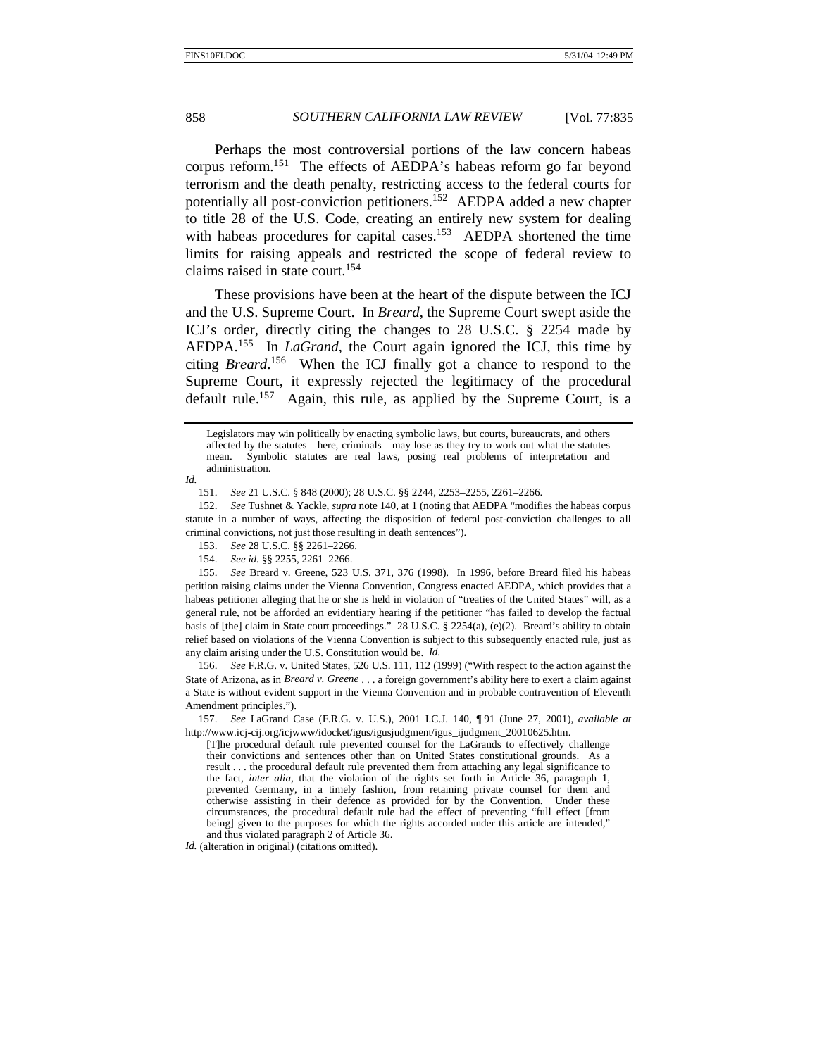Perhaps the most controversial portions of the law concern habeas corpus reform.[151] The effects of AEDPA's habeas reform go far beyond terrorism and the death penalty, restricting access to the federal courts for potentially all post-conviction petitioners.[152] AEDPA added a new chapter to title 28 of the U.S. Code, creating an entirely new system for dealing with habeas procedures for capital cases.[153] AEDPA shortened the time limits for raising appeals and restricted the scope of federal review to claims raised in state court.[154]

These provisions have been at the heart of the dispute between the ICJ and the U.S. Supreme Court. In *Breard*, the Supreme Court swept aside the ICJ's order, directly citing the changes to 28 U.S.C. § 2254 made by AEDPA.[155] In *LaGrand*, the Court again ignored the ICJ, this time by citing *Breard*.[156] When the ICJ finally got a chance to respond to the Supreme Court, it expressly rejected the legitimacy of the procedural default rule.[157] Again, this rule, as applied by the Supreme Court, is a

---

> Legislators may win politically by enacting symbolic laws, but courts, bureaucrats, and others affected by the statutes—here, criminals—may lose as they try to work out what the statutes mean. Symbolic statutes are real laws, posing real problems of interpretation and administration.

*Id.*

151. *See* 21 U.S.C. § 848 (2000); 28 U.S.C. §§ 2244, 2253–2255, 2261–2266.

152. *See* Tushnet & Yackle, *supra* note 140, at 1 (noting that AEDPA "modifies the habeas corpus statute in a number of ways, affecting the disposition of federal post-conviction challenges to all criminal convictions, not just those resulting in death sentences").

153. *See* 28 U.S.C. §§ 2261–2266.

154. *See id.* §§ 2255, 2261–2266.

155. *See* Breard v. Greene, 523 U.S. 371, 376 (1998). In 1996, before Breard filed his habeas petition raising claims under the Vienna Convention, Congress enacted AEDPA, which provides that a habeas petitioner alleging that he or she is held in violation of "treaties of the United States" will, as a general rule, not be afforded an evidentiary hearing if the petitioner "has failed to develop the factual basis of [the] claim in State court proceedings." 28 U.S.C. § 2254(a), (e)(2). Breard's ability to obtain relief based on violations of the Vienna Convention is subject to this subsequently enacted rule, just as any claim arising under the U.S. Constitution would be. *Id.*

156. *See* F.R.G. v. United States, 526 U.S. 111, 112 (1999) ("With respect to the action against the State of Arizona, as in *Breard v. Greene* . . . a foreign government's ability here to exert a claim against a State is without evident support in the Vienna Convention and in probable contravention of Eleventh Amendment principles.").

157. *See* LaGrand Case (F.R.G. v. U.S.), 2001 I.C.J. 140, ¶ 91 (June 27, 2001), *available at* http://www.icj-cij.org/icjwww/idocket/igus/igusjudgment/igus_ijudgment_20010625.htm.

> [T]he procedural default rule prevented counsel for the LaGrands to effectively challenge their convictions and sentences other than on United States constitutional grounds. As a result . . . the procedural default rule prevented them from attaching any legal significance to the fact, *inter alia*, that the violation of the rights set forth in Article 36, paragraph 1, prevented Germany, in a timely fashion, from retaining private counsel for them and otherwise assisting in their defence as provided for by the Convention. Under these circumstances, the procedural default rule had the effect of preventing "full effect [from being] given to the purposes for which the rights accorded under this article are intended," and thus violated paragraph 2 of Article 36.

*Id.* (alteration in original) (citations omitted).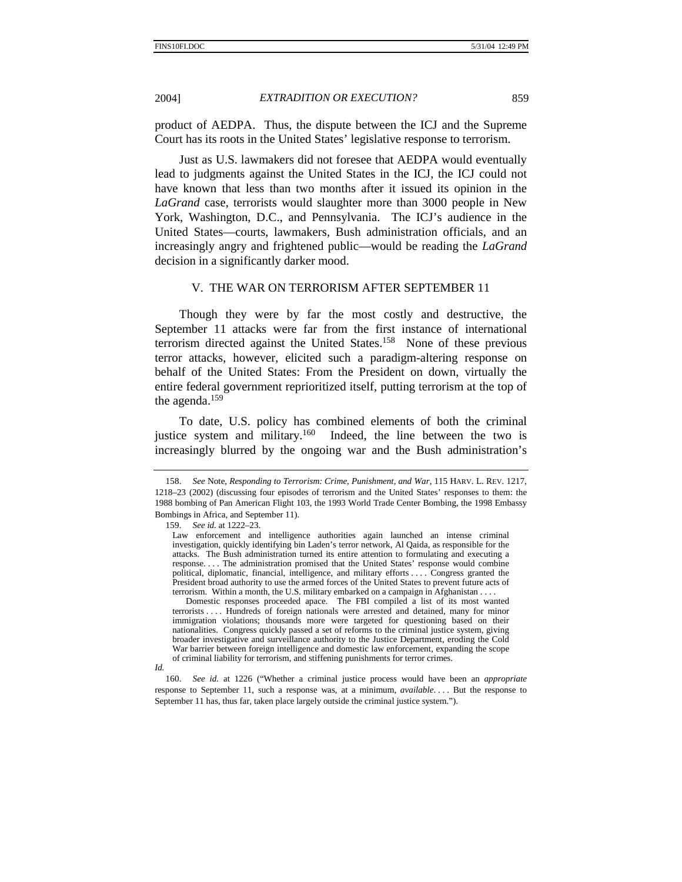product of AEDPA. Thus, the dispute between the ICJ and the Supreme Court has its roots in the United States' legislative response to terrorism.

Just as U.S. lawmakers did not foresee that AEDPA would eventually lead to judgments against the United States in the ICJ, the ICJ could not have known that less than two months after it issued its opinion in the *LaGrand* case, terrorists would slaughter more than 3000 people in New York, Washington, D.C., and Pennsylvania. The ICJ's audience in the United States—courts, lawmakers, Bush administration officials, and an increasingly angry and frightened public—would be reading the *LaGrand* decision in a significantly darker mood.

## V. THE WAR ON TERRORISM AFTER SEPTEMBER 11

Though they were by far the most costly and destructive, the September 11 attacks were far from the first instance of international terrorism directed against the United States.[158] None of these previous terror attacks, however, elicited such a paradigm-altering response on behalf of the United States: From the President on down, virtually the entire federal government reprioritized itself, putting terrorism at the top of the agenda.[159]

To date, U.S. policy has combined elements of both the criminal justice system and military.[160] Indeed, the line between the two is increasingly blurred by the ongoing war and the Bush administration's

---

158. *See* Note, *Responding to Terrorism: Crime, Punishment, and War*, 115 HARV. L. REV. 1217, 1218–23 (2002) (discussing four episodes of terrorism and the United States' responses to them: the 1988 bombing of Pan American Flight 103, the 1993 World Trade Center Bombing, the 1998 Embassy Bombings in Africa, and September 11).

159. *See id.* at 1222–23.

> Law enforcement and intelligence authorities again launched an intense criminal investigation, quickly identifying bin Laden's terror network, Al Qaida, as responsible for the attacks. The Bush administration turned its entire attention to formulating and executing a response. . . . The administration promised that the United States' response would combine political, diplomatic, financial, intelligence, and military efforts . . . . Congress granted the President broad authority to use the armed forces of the United States to prevent future acts of terrorism. Within a month, the U.S. military embarked on a campaign in Afghanistan . . . .
>
> Domestic responses proceeded apace. The FBI compiled a list of its most wanted terrorists . . . . Hundreds of foreign nationals were arrested and detained, many for minor immigration violations; thousands more were targeted for questioning based on their nationalities. Congress quickly passed a set of reforms to the criminal justice system, giving broader investigative and surveillance authority to the Justice Department, eroding the Cold War barrier between foreign intelligence and domestic law enforcement, expanding the scope of criminal liability for terrorism, and stiffening punishments for terror crimes.

*Id.*

160. *See id.* at 1226 ("Whether a criminal justice process would have been an *appropriate* response to September 11, such a response was, at a minimum, *available*. . . . But the response to September 11 has, thus far, taken place largely outside the criminal justice system.").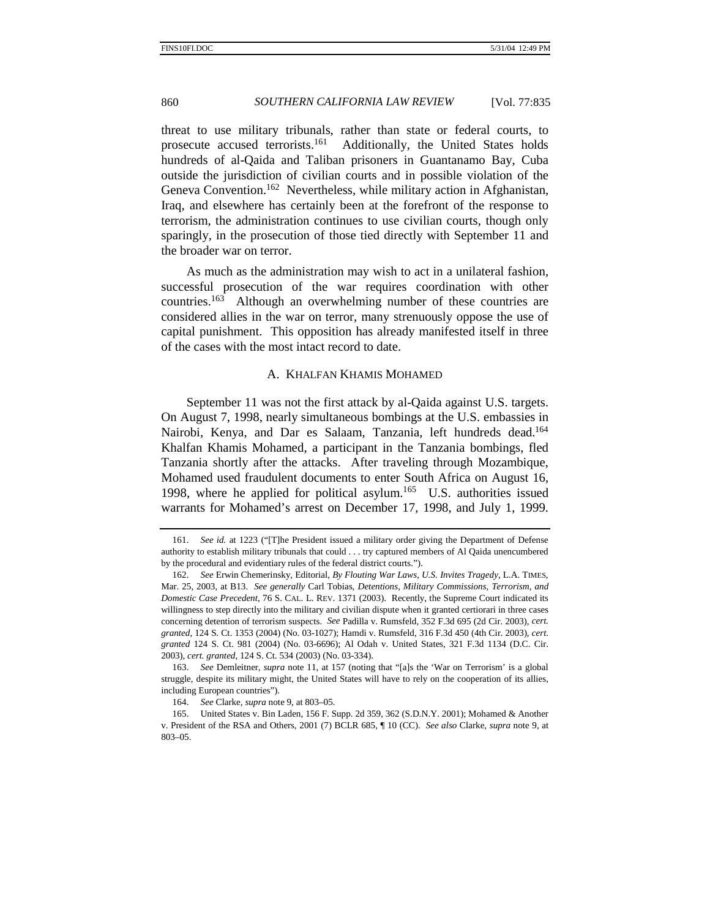threat to use military tribunals, rather than state or federal courts, to prosecute accused terrorists.[161] Additionally, the United States holds hundreds of al-Qaida and Taliban prisoners in Guantanamo Bay, Cuba outside the jurisdiction of civilian courts and in possible violation of the Geneva Convention.[162] Nevertheless, while military action in Afghanistan, Iraq, and elsewhere has certainly been at the forefront of the response to terrorism, the administration continues to use civilian courts, though only sparingly, in the prosecution of those tied directly with September 11 and the broader war on terror.

As much as the administration may wish to act in a unilateral fashion, successful prosecution of the war requires coordination with other countries.[163] Although an overwhelming number of these countries are considered allies in the war on terror, many strenuously oppose the use of capital punishment. This opposition has already manifested itself in three of the cases with the most intact record to date.

### A. KHALFAN KHAMIS MOHAMED

September 11 was not the first attack by al-Qaida against U.S. targets. On August 7, 1998, nearly simultaneous bombings at the U.S. embassies in Nairobi, Kenya, and Dar es Salaam, Tanzania, left hundreds dead.[164] Khalfan Khamis Mohamed, a participant in the Tanzania bombings, fled Tanzania shortly after the attacks. After traveling through Mozambique, Mohamed used fraudulent documents to enter South Africa on August 16, 1998, where he applied for political asylum.[165] U.S. authorities issued warrants for Mohamed's arrest on December 17, 1998, and July 1, 1999.

---

161. *See id.* at 1223 ("[T]he President issued a military order giving the Department of Defense authority to establish military tribunals that could . . . try captured members of Al Qaida unencumbered by the procedural and evidentiary rules of the federal district courts.").

162. *See* Erwin Chemerinsky, Editorial, *By Flouting War Laws, U.S. Invites Tragedy*, L.A. TIMES, Mar. 25, 2003, at B13. *See generally* Carl Tobias, *Detentions, Military Commissions, Terrorism, and Domestic Case Precedent*, 76 S. CAL. L. REV. 1371 (2003). Recently, the Supreme Court indicated its willingness to step directly into the military and civilian dispute when it granted certiorari in three cases concerning detention of terrorism suspects. *See* Padilla v. Rumsfeld, 352 F.3d 695 (2d Cir. 2003), *cert. granted*, 124 S. Ct. 1353 (2004) (No. 03-1027); Hamdi v. Rumsfeld, 316 F.3d 450 (4th Cir. 2003), *cert. granted* 124 S. Ct. 981 (2004) (No. 03-6696); Al Odah v. United States, 321 F.3d 1134 (D.C. Cir. 2003), *cert. granted*, 124 S. Ct. 534 (2003) (No. 03-334).

163. *See* Demleitner, *supra* note 11, at 157 (noting that "[a]s the 'War on Terrorism' is a global struggle, despite its military might, the United States will have to rely on the cooperation of its allies, including European countries").

164. *See* Clarke, *supra* note 9, at 803–05.

165. United States v. Bin Laden, 156 F. Supp. 2d 359, 362 (S.D.N.Y. 2001); Mohamed & Another v. President of the RSA and Others, 2001 (7) BCLR 685, ¶ 10 (CC). *See also* Clarke, *supra* note 9, at 803–05.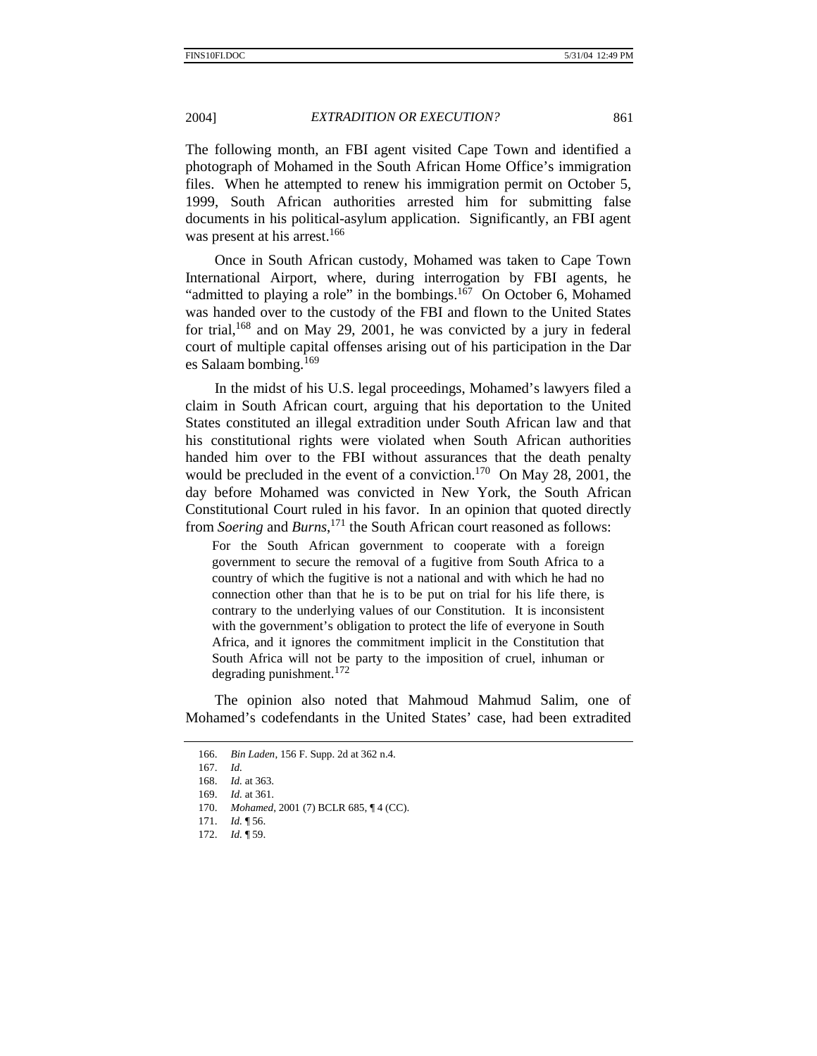The following month, an FBI agent visited Cape Town and identified a photograph of Mohamed in the South African Home Office's immigration files. When he attempted to renew his immigration permit on October 5, 1999, South African authorities arrested him for submitting false documents in his political-asylum application. Significantly, an FBI agent was present at his arrest.[166]

Once in South African custody, Mohamed was taken to Cape Town International Airport, where, during interrogation by FBI agents, he "admitted to playing a role" in the bombings.[167] On October 6, Mohamed was handed over to the custody of the FBI and flown to the United States for trial,[168] and on May 29, 2001, he was convicted by a jury in federal court of multiple capital offenses arising out of his participation in the Dar es Salaam bombing.[169]

In the midst of his U.S. legal proceedings, Mohamed's lawyers filed a claim in South African court, arguing that his deportation to the United States constituted an illegal extradition under South African law and that his constitutional rights were violated when South African authorities handed him over to the FBI without assurances that the death penalty would be precluded in the event of a conviction.[170] On May 28, 2001, the day before Mohamed was convicted in New York, the South African Constitutional Court ruled in his favor. In an opinion that quoted directly from *Soering* and *Burns*,[171] the South African court reasoned as follows:

> For the South African government to cooperate with a foreign government to secure the removal of a fugitive from South Africa to a country of which the fugitive is not a national and with which he had no connection other than that he is to be put on trial for his life there, is contrary to the underlying values of our Constitution. It is inconsistent with the government's obligation to protect the life of everyone in South Africa, and it ignores the commitment implicit in the Constitution that South Africa will not be party to the imposition of cruel, inhuman or degrading punishment.[172]

The opinion also noted that Mahmoud Mahmud Salim, one of Mohamed's codefendants in the United States' case, had been extradited

---

166. *Bin Laden*, 156 F. Supp. 2d at 362 n.4.

167. *Id.*

168. *Id.* at 363.

169. *Id.* at 361.

170. *Mohamed*, 2001 (7) BCLR 685, ¶ 4 (CC).

171. *Id.* ¶ 56.

172. *Id.* ¶ 59.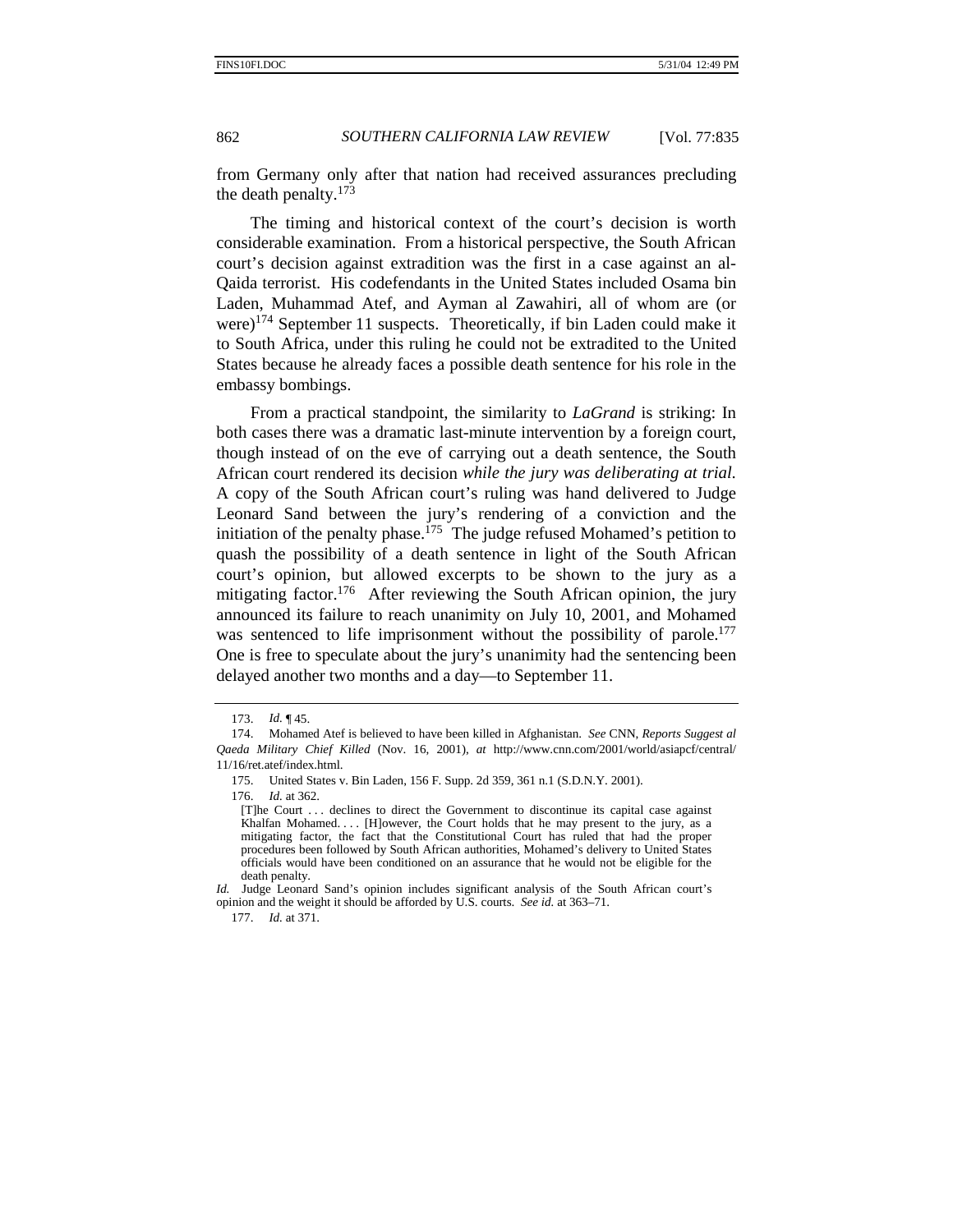from Germany only after that nation had received assurances precluding the death penalty.[173]

The timing and historical context of the court's decision is worth considerable examination. From a historical perspective, the South African court's decision against extradition was the first in a case against an al-Qaida terrorist. His codefendants in the United States included Osama bin Laden, Muhammad Atef, and Ayman al Zawahiri, all of whom are (or were)[174] September 11 suspects. Theoretically, if bin Laden could make it to South Africa, under this ruling he could not be extradited to the United States because he already faces a possible death sentence for his role in the embassy bombings.

From a practical standpoint, the similarity to *LaGrand* is striking: In both cases there was a dramatic last-minute intervention by a foreign court, though instead of on the eve of carrying out a death sentence, the South African court rendered its decision *while the jury was deliberating at trial.* A copy of the South African court's ruling was hand delivered to Judge Leonard Sand between the jury's rendering of a conviction and the initiation of the penalty phase.[175] The judge refused Mohamed's petition to quash the possibility of a death sentence in light of the South African court's opinion, but allowed excerpts to be shown to the jury as a mitigating factor.[176] After reviewing the South African opinion, the jury announced its failure to reach unanimity on July 10, 2001, and Mohamed was sentenced to life imprisonment without the possibility of parole.[177] One is free to speculate about the jury's unanimity had the sentencing been delayed another two months and a day—to September 11.

---

173. *Id.* ¶ 45.

174. Mohamed Atef is believed to have been killed in Afghanistan. *See* CNN, *Reports Suggest al Qaeda Military Chief Killed* (Nov. 16, 2001), *at* http://www.cnn.com/2001/world/asiapcf/central/11/16/ret.atef/index.html.

175. United States v. Bin Laden, 156 F. Supp. 2d 359, 361 n.1 (S.D.N.Y. 2001).

176. *Id.* at 362.

> [T]he Court . . . declines to direct the Government to discontinue its capital case against Khalfan Mohamed. . . . [H]owever, the Court holds that he may present to the jury, as a mitigating factor, the fact that the Constitutional Court has ruled that had the proper procedures been followed by South African authorities, Mohamed's delivery to United States officials would have been conditioned on an assurance that he would not be eligible for the death penalty.

*Id.* Judge Leonard Sand's opinion includes significant analysis of the South African court's opinion and the weight it should be afforded by U.S. courts. *See id.* at 363–71.

177. *Id.* at 371.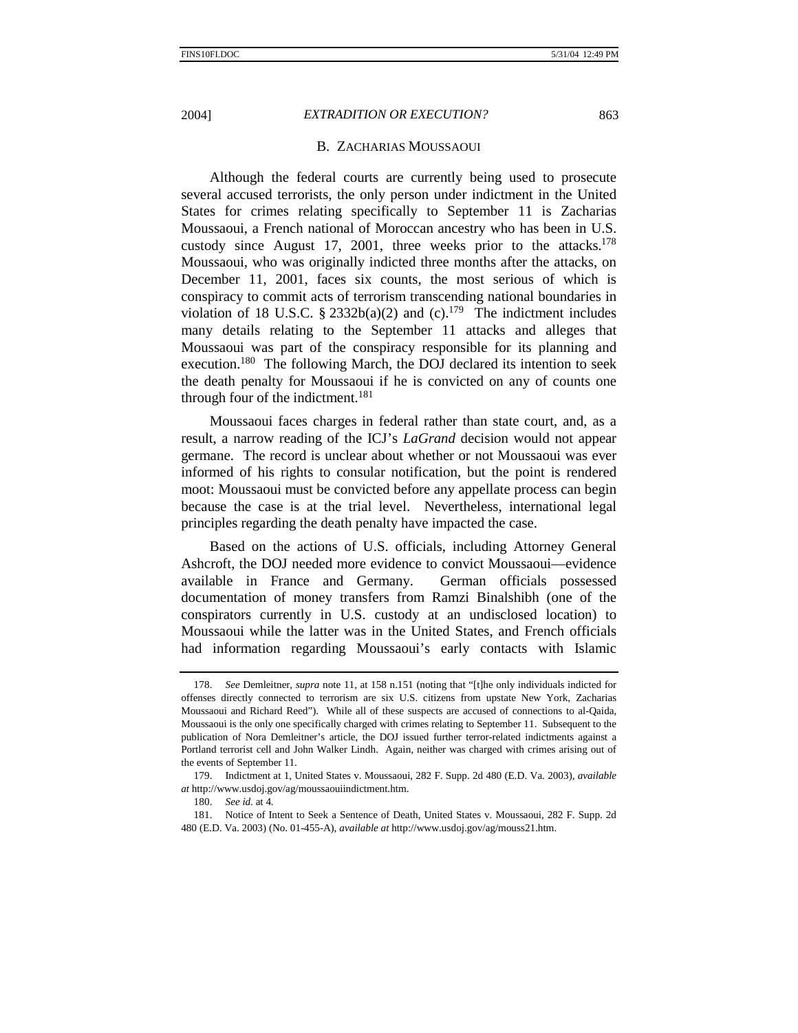### B. ZACHARIAS MOUSSAOUI

Although the federal courts are currently being used to prosecute several accused terrorists, the only person under indictment in the United States for crimes relating specifically to September 11 is Zacharias Moussaoui, a French national of Moroccan ancestry who has been in U.S. custody since August 17, 2001, three weeks prior to the attacks.[178] Moussaoui, who was originally indicted three months after the attacks, on December 11, 2001, faces six counts, the most serious of which is conspiracy to commit acts of terrorism transcending national boundaries in violation of 18 U.S.C. § 2332b(a)(2) and (c).[179] The indictment includes many details relating to the September 11 attacks and alleges that Moussaoui was part of the conspiracy responsible for its planning and execution.[180] The following March, the DOJ declared its intention to seek the death penalty for Moussaoui if he is convicted on any of counts one through four of the indictment.[181]

Moussaoui faces charges in federal rather than state court, and, as a result, a narrow reading of the ICJ's *LaGrand* decision would not appear germane. The record is unclear about whether or not Moussaoui was ever informed of his rights to consular notification, but the point is rendered moot: Moussaoui must be convicted before any appellate process can begin because the case is at the trial level. Nevertheless, international legal principles regarding the death penalty have impacted the case.

Based on the actions of U.S. officials, including Attorney General Ashcroft, the DOJ needed more evidence to convict Moussaoui—evidence available in France and Germany. German officials possessed documentation of money transfers from Ramzi Binalshibh (one of the conspirators currently in U.S. custody at an undisclosed location) to Moussaoui while the latter was in the United States, and French officials had information regarding Moussaoui's early contacts with Islamic

---

178. *See* Demleitner, *supra* note 11, at 158 n.151 (noting that "[t]he only individuals indicted for offenses directly connected to terrorism are six U.S. citizens from upstate New York, Zacharias Moussaoui and Richard Reed"). While all of these suspects are accused of connections to al-Qaida, Moussaoui is the only one specifically charged with crimes relating to September 11. Subsequent to the publication of Nora Demleitner's article, the DOJ issued further terror-related indictments against a Portland terrorist cell and John Walker Lindh. Again, neither was charged with crimes arising out of the events of September 11.

179. Indictment at 1, United States v. Moussaoui, 282 F. Supp. 2d 480 (E.D. Va. 2003), *available at* http://www.usdoj.gov/ag/moussaouiindictment.htm.

180. *See id.* at 4.

181. Notice of Intent to Seek a Sentence of Death, United States v. Moussaoui, 282 F. Supp. 2d 480 (E.D. Va. 2003) (No. 01-455-A), *available at* http://www.usdoj.gov/ag/mouss21.htm.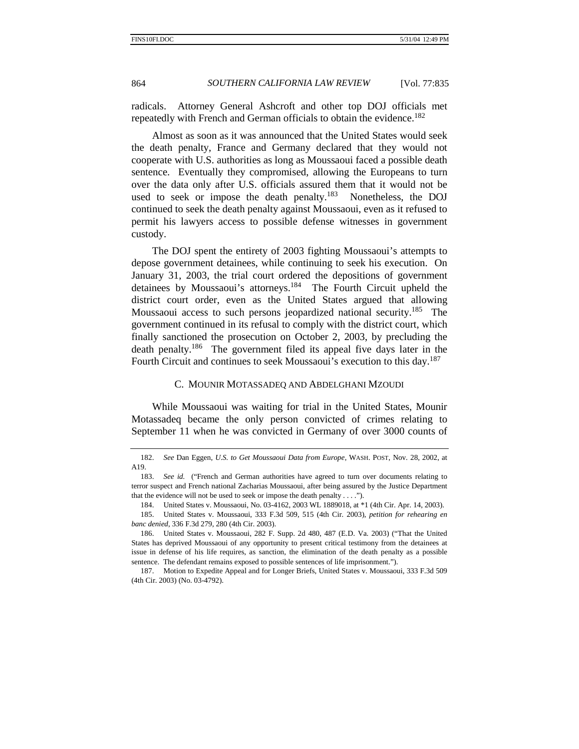radicals. Attorney General Ashcroft and other top DOJ officials met repeatedly with French and German officials to obtain the evidence.[182]

Almost as soon as it was announced that the United States would seek the death penalty, France and Germany declared that they would not cooperate with U.S. authorities as long as Moussaoui faced a possible death sentence. Eventually they compromised, allowing the Europeans to turn over the data only after U.S. officials assured them that it would not be used to seek or impose the death penalty.[183] Nonetheless, the DOJ continued to seek the death penalty against Moussaoui, even as it refused to permit his lawyers access to possible defense witnesses in government custody.

The DOJ spent the entirety of 2003 fighting Moussaoui's attempts to depose government detainees, while continuing to seek his execution. On January 31, 2003, the trial court ordered the depositions of government detainees by Moussaoui's attorneys.[184] The Fourth Circuit upheld the district court order, even as the United States argued that allowing Moussaoui access to such persons jeopardized national security.[185] The government continued in its refusal to comply with the district court, which finally sanctioned the prosecution on October 2, 2003, by precluding the death penalty.[186] The government filed its appeal five days later in the Fourth Circuit and continues to seek Moussaoui's execution to this day.[187]

### C. MOUNIR MOTASSADEQ AND ABDELGHANI MZOUDI

While Moussaoui was waiting for trial in the United States, Mounir Motassadeq became the only person convicted of crimes relating to September 11 when he was convicted in Germany of over 3000 counts of

---

182. *See* Dan Eggen, *U.S. to Get Moussaoui Data from Europe*, WASH. POST, Nov. 28, 2002, at A19.

183. *See id.* ("French and German authorities have agreed to turn over documents relating to terror suspect and French national Zacharias Moussaoui, after being assured by the Justice Department that the evidence will not be used to seek or impose the death penalty . . . .").

184. United States v. Moussaoui, No. 03-4162, 2003 WL 1889018, at *1 (4th Cir. Apr. 14, 2003).

185. United States v. Moussaoui, 333 F.3d 509, 515 (4th Cir. 2003), *petition for rehearing en banc denied*, 336 F.3d 279, 280 (4th Cir. 2003).

186. United States v. Moussaoui, 282 F. Supp. 2d 480, 487 (E.D. Va. 2003) ("That the United States has deprived Moussaoui of any opportunity to present critical testimony from the detainees at issue in defense of his life requires, as sanction, the elimination of the death penalty as a possible sentence. The defendant remains exposed to possible sentences of life imprisonment.").

187. Motion to Expedite Appeal and for Longer Briefs, United States v. Moussaoui, 333 F.3d 509 (4th Cir. 2003) (No. 03-4792).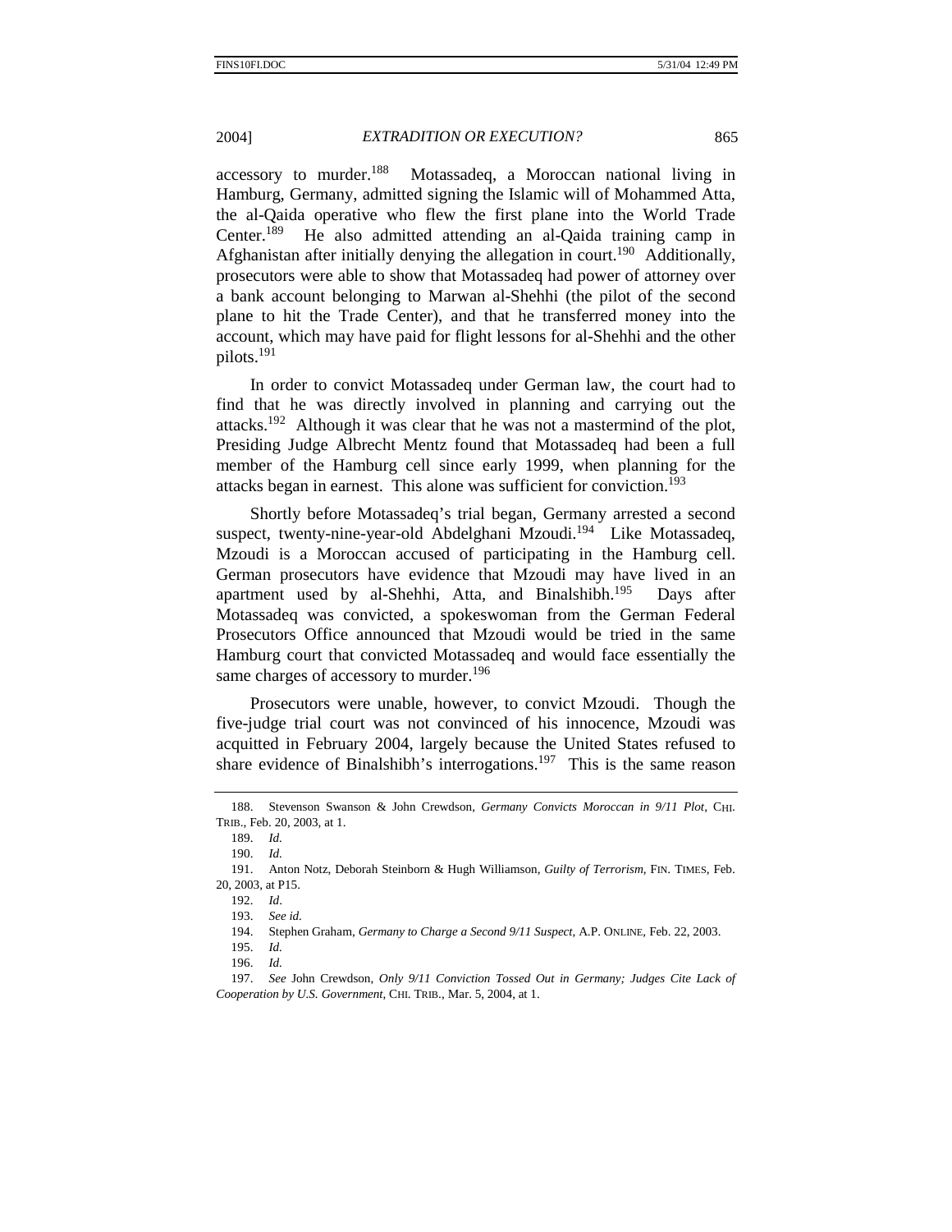accessory to murder.[188] Motassadeq, a Moroccan national living in Hamburg, Germany, admitted signing the Islamic will of Mohammed Atta, the al-Qaida operative who flew the first plane into the World Trade Center.[189] He also admitted attending an al-Qaida training camp in Afghanistan after initially denying the allegation in court.[190] Additionally, prosecutors were able to show that Motassadeq had power of attorney over a bank account belonging to Marwan al-Shehhi (the pilot of the second plane to hit the Trade Center), and that he transferred money into the account, which may have paid for flight lessons for al-Shehhi and the other pilots.[191]

In order to convict Motassadeq under German law, the court had to find that he was directly involved in planning and carrying out the attacks.[192] Although it was clear that he was not a mastermind of the plot, Presiding Judge Albrecht Mentz found that Motassadeq had been a full member of the Hamburg cell since early 1999, when planning for the attacks began in earnest. This alone was sufficient for conviction.[193]

Shortly before Motassadeq's trial began, Germany arrested a second suspect, twenty-nine-year-old Abdelghani Mzoudi.[194] Like Motassadeq, Mzoudi is a Moroccan accused of participating in the Hamburg cell. German prosecutors have evidence that Mzoudi may have lived in an apartment used by al-Shehhi, Atta, and Binalshibh.[195] Days after Motassadeq was convicted, a spokeswoman from the German Federal Prosecutors Office announced that Mzoudi would be tried in the same Hamburg court that convicted Motassadeq and would face essentially the same charges of accessory to murder.[196]

Prosecutors were unable, however, to convict Mzoudi. Though the five-judge trial court was not convinced of his innocence, Mzoudi was acquitted in February 2004, largely because the United States refused to share evidence of Binalshibh's interrogations.[197] This is the same reason

---

188. Stevenson Swanson & John Crewdson, *Germany Convicts Moroccan in 9/11 Plot*, CHI. TRIB., Feb. 20, 2003, at 1.

189. *Id.*

190. *Id.*

191. Anton Notz, Deborah Steinborn & Hugh Williamson, *Guilty of Terrorism*, FIN. TIMES, Feb. 20, 2003, at P15.

192. *Id*.

193. *See id.*

194. Stephen Graham, *Germany to Charge a Second 9/11 Suspect*, A.P. ONLINE, Feb. 22, 2003.

195. *Id.*

196. *Id.*

197. *See* John Crewdson, *Only 9/11 Conviction Tossed Out in Germany; Judges Cite Lack of Cooperation by U.S. Government*, CHI. TRIB., Mar. 5, 2004, at 1.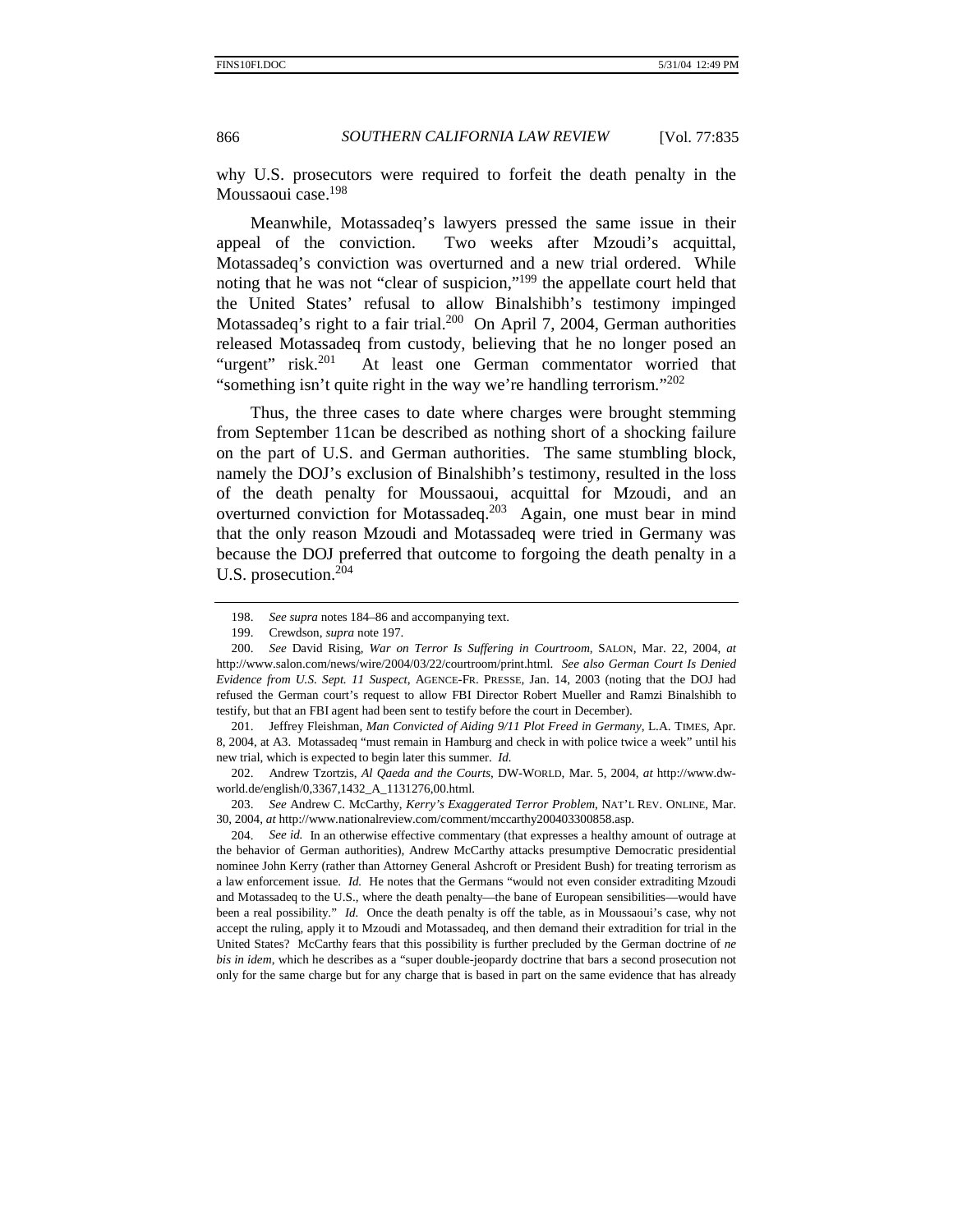why U.S. prosecutors were required to forfeit the death penalty in the Moussaoui case.[198]

Meanwhile, Motassadeq's lawyers pressed the same issue in their appeal of the conviction. Two weeks after Mzoudi's acquittal, Motassadeq's conviction was overturned and a new trial ordered. While noting that he was not "clear of suspicion,"[199] the appellate court held that the United States' refusal to allow Binalshibh's testimony impinged Motassadeq's right to a fair trial.[200] On April 7, 2004, German authorities released Motassadeq from custody, believing that he no longer posed an "urgent" risk.[201] At least one German commentator worried that "something isn't quite right in the way we're handling terrorism."[202]

Thus, the three cases to date where charges were brought stemming from September 11can be described as nothing short of a shocking failure on the part of U.S. and German authorities. The same stumbling block, namely the DOJ's exclusion of Binalshibh's testimony, resulted in the loss of the death penalty for Moussaoui, acquittal for Mzoudi, and an overturned conviction for Motassadeq.[203] Again, one must bear in mind that the only reason Mzoudi and Motassadeq were tried in Germany was because the DOJ preferred that outcome to forgoing the death penalty in a U.S. prosecution.[204]

---

198. *See supra* notes 184–86 and accompanying text.

199. Crewdson, *supra* note 197.

200. *See* David Rising, *War on Terror Is Suffering in Courtroom*, SALON, Mar. 22, 2004, *at* http://www.salon.com/news/wire/2004/03/22/courtroom/print.html. *See also German Court Is Denied Evidence from U.S. Sept. 11 Suspect*, AGENCE-FR. PRESSE, Jan. 14, 2003 (noting that the DOJ had refused the German court's request to allow FBI Director Robert Mueller and Ramzi Binalshibh to testify, but that an FBI agent had been sent to testify before the court in December).

201. Jeffrey Fleishman, *Man Convicted of Aiding 9/11 Plot Freed in Germany*, L.A. TIMES, Apr. 8, 2004, at A3. Motassadeq "must remain in Hamburg and check in with police twice a week" until his new trial, which is expected to begin later this summer. *Id.*

202. Andrew Tzortzis, *Al Qaeda and the Courts*, DW-WORLD, Mar. 5, 2004, *at* http://www.dw-world.de/english/0,3367,1432_A_1131276,00.html.

203. *See* Andrew C. McCarthy, *Kerry's Exaggerated Terror Problem*, NAT'L REV. ONLINE, Mar. 30, 2004, *at* http://www.nationalreview.com/comment/mccarthy200403300858.asp.

204. *See id.* In an otherwise effective commentary (that expresses a healthy amount of outrage at the behavior of German authorities), Andrew McCarthy attacks presumptive Democratic presidential nominee John Kerry (rather than Attorney General Ashcroft or President Bush) for treating terrorism as a law enforcement issue. *Id.* He notes that the Germans "would not even consider extraditing Mzoudi and Motassadeq to the U.S., where the death penalty—the bane of European sensibilities—would have been a real possibility." *Id.* Once the death penalty is off the table, as in Moussaoui's case, why not accept the ruling, apply it to Mzoudi and Motassadeq, and then demand their extradition for trial in the United States? McCarthy fears that this possibility is further precluded by the German doctrine of *ne bis in idem*, which he describes as a "super double-jeopardy doctrine that bars a second prosecution not only for the same charge but for any charge that is based in part on the same evidence that has already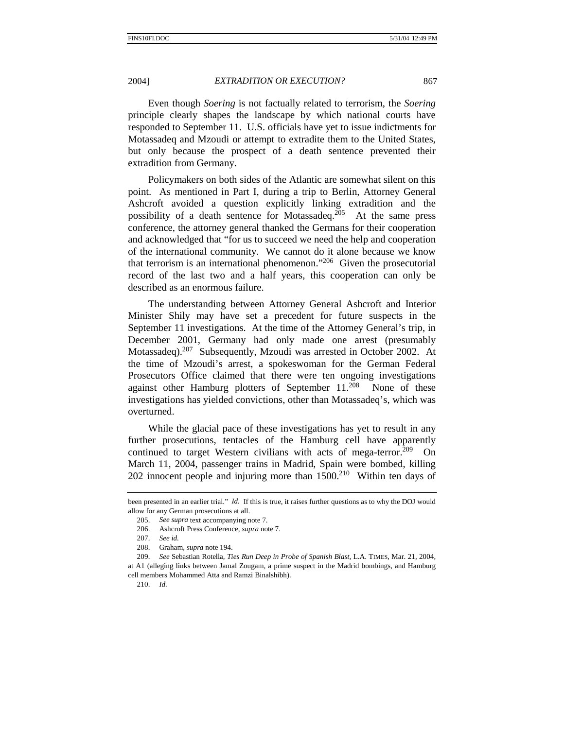Even though *Soering* is not factually related to terrorism, the *Soering* principle clearly shapes the landscape by which national courts have responded to September 11. U.S. officials have yet to issue indictments for Motassadeq and Mzoudi or attempt to extradite them to the United States, but only because the prospect of a death sentence prevented their extradition from Germany.

Policymakers on both sides of the Atlantic are somewhat silent on this point. As mentioned in Part I, during a trip to Berlin, Attorney General Ashcroft avoided a question explicitly linking extradition and the possibility of a death sentence for Motassadeq.[205] At the same press conference, the attorney general thanked the Germans for their cooperation and acknowledged that "for us to succeed we need the help and cooperation of the international community. We cannot do it alone because we know that terrorism is an international phenomenon."[206] Given the prosecutorial record of the last two and a half years, this cooperation can only be described as an enormous failure.

The understanding between Attorney General Ashcroft and Interior Minister Shily may have set a precedent for future suspects in the September 11 investigations. At the time of the Attorney General's trip, in December 2001, Germany had only made one arrest (presumably Motassadeq).[207] Subsequently, Mzoudi was arrested in October 2002. At the time of Mzoudi's arrest, a spokeswoman for the German Federal Prosecutors Office claimed that there were ten ongoing investigations against other Hamburg plotters of September 11.[208] None of these investigations has yielded convictions, other than Motassadeq's, which was overturned.

While the glacial pace of these investigations has yet to result in any further prosecutions, tentacles of the Hamburg cell have apparently continued to target Western civilians with acts of mega-terror.[209] On March 11, 2004, passenger trains in Madrid, Spain were bombed, killing 202 innocent people and injuring more than 1500.[210] Within ten days of

---

been presented in an earlier trial." *Id.* If this is true, it raises further questions as to why the DOJ would allow for any German prosecutions at all.

205. *See supra* text accompanying note 7.

206. Ashcroft Press Conference, *supra* note 7.

207. *See id.*

208. Graham, *supra* note 194.

209. *See* Sebastian Rotella, *Ties Run Deep in Probe of Spanish Blast*, L.A. TIMES, Mar. 21, 2004, at A1 (alleging links between Jamal Zougam, a prime suspect in the Madrid bombings, and Hamburg cell members Mohammed Atta and Ramzi Binalshibh).

210. *Id.*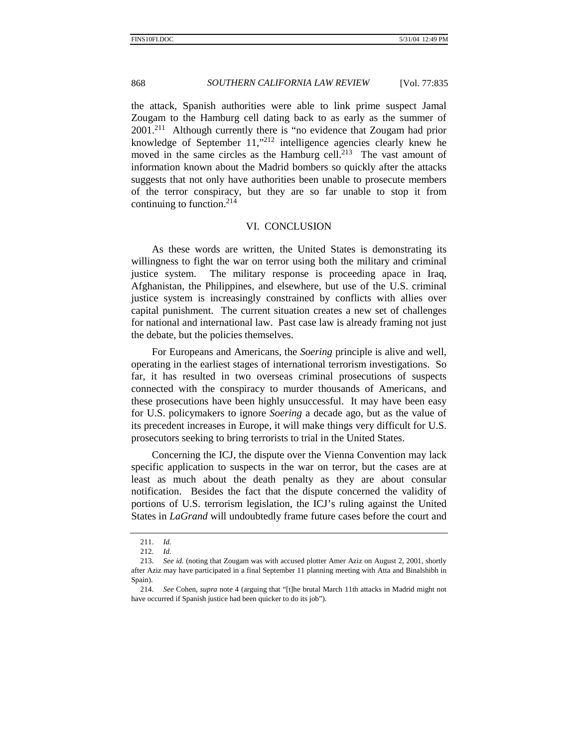the attack, Spanish authorities were able to link prime suspect Jamal Zougam to the Hamburg cell dating back to as early as the summer of 2001.[211] Although currently there is "no evidence that Zougam had prior knowledge of September 11,"[212] intelligence agencies clearly knew he moved in the same circles as the Hamburg cell.[213] The vast amount of information known about the Madrid bombers so quickly after the attacks suggests that not only have authorities been unable to prosecute members of the terror conspiracy, but they are so far unable to stop it from continuing to function.[214]

## VI. CONCLUSION

As these words are written, the United States is demonstrating its willingness to fight the war on terror using both the military and criminal justice system. The military response is proceeding apace in Iraq, Afghanistan, the Philippines, and elsewhere, but use of the U.S. criminal justice system is increasingly constrained by conflicts with allies over capital punishment. The current situation creates a new set of challenges for national and international law. Past case law is already framing not just the debate, but the policies themselves.

For Europeans and Americans, the *Soering* principle is alive and well, operating in the earliest stages of international terrorism investigations. So far, it has resulted in two overseas criminal prosecutions of suspects connected with the conspiracy to murder thousands of Americans, and these prosecutions have been highly unsuccessful. It may have been easy for U.S. policymakers to ignore *Soering* a decade ago, but as the value of its precedent increases in Europe, it will make things very difficult for U.S. prosecutors seeking to bring terrorists to trial in the United States.

Concerning the ICJ, the dispute over the Vienna Convention may lack specific application to suspects in the war on terror, but the cases are at least as much about the death penalty as they are about consular notification. Besides the fact that the dispute concerned the validity of portions of U.S. terrorism legislation, the ICJ's ruling against the United States in *LaGrand* will undoubtedly frame future cases before the court and

---

211. *Id.*

212. *Id.*

213. *See id.* (noting that Zougam was with accused plotter Amer Aziz on August 2, 2001, shortly after Aziz may have participated in a final September 11 planning meeting with Atta and Binalshibh in Spain).

214. *See* Cohen, *supra* note 4 (arguing that "[t]he brutal March 11th attacks in Madrid might not have occurred if Spanish justice had been quicker to do its job").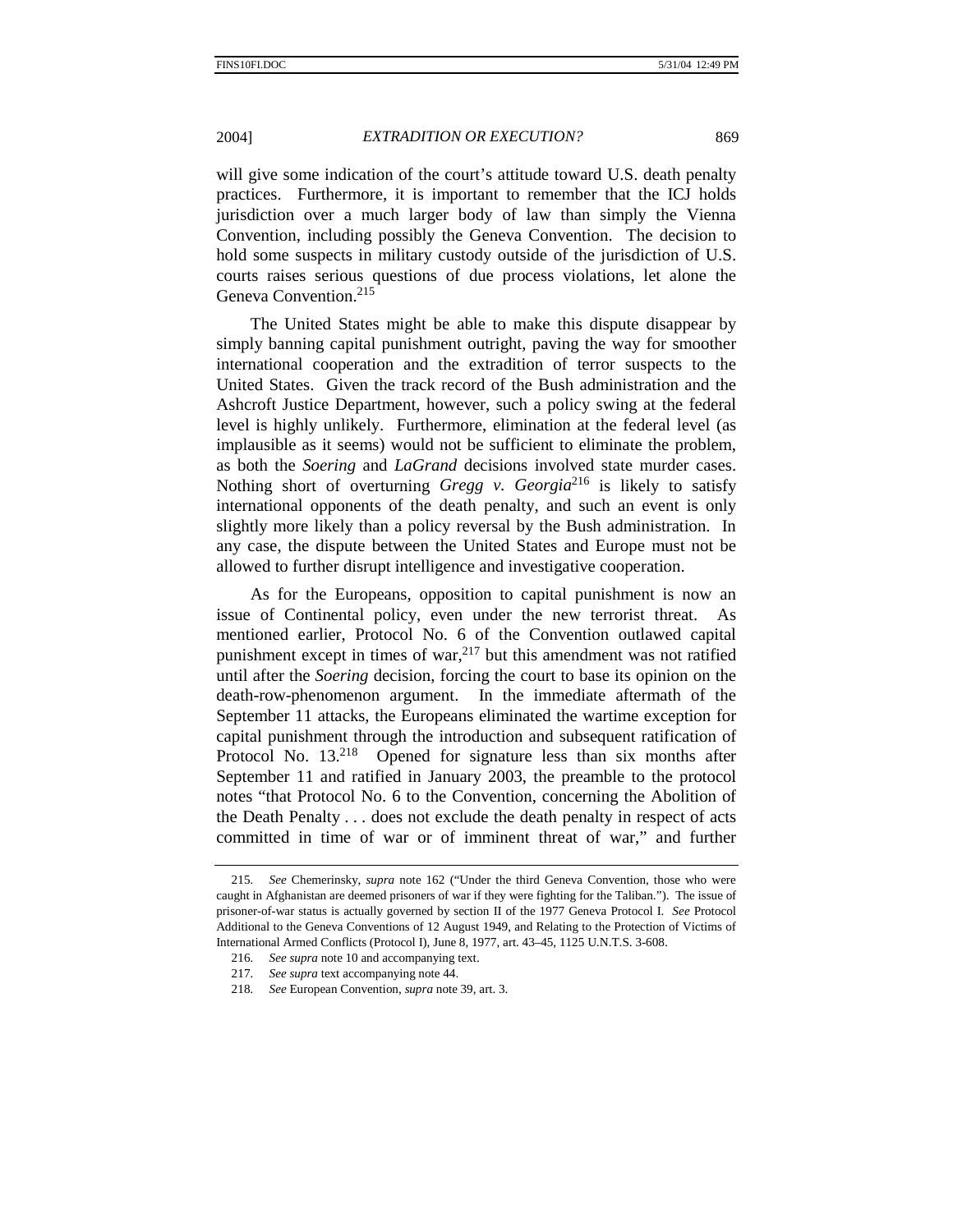will give some indication of the court's attitude toward U.S. death penalty practices. Furthermore, it is important to remember that the ICJ holds jurisdiction over a much larger body of law than simply the Vienna Convention, including possibly the Geneva Convention. The decision to hold some suspects in military custody outside of the jurisdiction of U.S. courts raises serious questions of due process violations, let alone the Geneva Convention.[215]

The United States might be able to make this dispute disappear by simply banning capital punishment outright, paving the way for smoother international cooperation and the extradition of terror suspects to the United States. Given the track record of the Bush administration and the Ashcroft Justice Department, however, such a policy swing at the federal level is highly unlikely. Furthermore, elimination at the federal level (as implausible as it seems) would not be sufficient to eliminate the problem, as both the *Soering* and *LaGrand* decisions involved state murder cases. Nothing short of overturning *Gregg v. Georgia*[216] is likely to satisfy international opponents of the death penalty, and such an event is only slightly more likely than a policy reversal by the Bush administration. In any case, the dispute between the United States and Europe must not be allowed to further disrupt intelligence and investigative cooperation.

As for the Europeans, opposition to capital punishment is now an issue of Continental policy, even under the new terrorist threat. As mentioned earlier, Protocol No. 6 of the Convention outlawed capital punishment except in times of war,[217] but this amendment was not ratified until after the *Soering* decision, forcing the court to base its opinion on the death-row-phenomenon argument. In the immediate aftermath of the September 11 attacks, the Europeans eliminated the wartime exception for capital punishment through the introduction and subsequent ratification of Protocol No. 13.[218] Opened for signature less than six months after September 11 and ratified in January 2003, the preamble to the protocol notes "that Protocol No. 6 to the Convention, concerning the Abolition of the Death Penalty . . . does not exclude the death penalty in respect of acts committed in time of war or of imminent threat of war," and further

---

215. *See* Chemerinsky, *supra* note 162 ("Under the third Geneva Convention, those who were caught in Afghanistan are deemed prisoners of war if they were fighting for the Taliban."). The issue of prisoner-of-war status is actually governed by section II of the 1977 Geneva Protocol I. *See* Protocol Additional to the Geneva Conventions of 12 August 1949, and Relating to the Protection of Victims of International Armed Conflicts (Protocol I), June 8, 1977, art. 43–45, 1125 U.N.T.S. 3-608.

216. *See supra* note 10 and accompanying text.

217. *See supra* text accompanying note 44.

218. *See* European Convention, *supra* note 39, art. 3.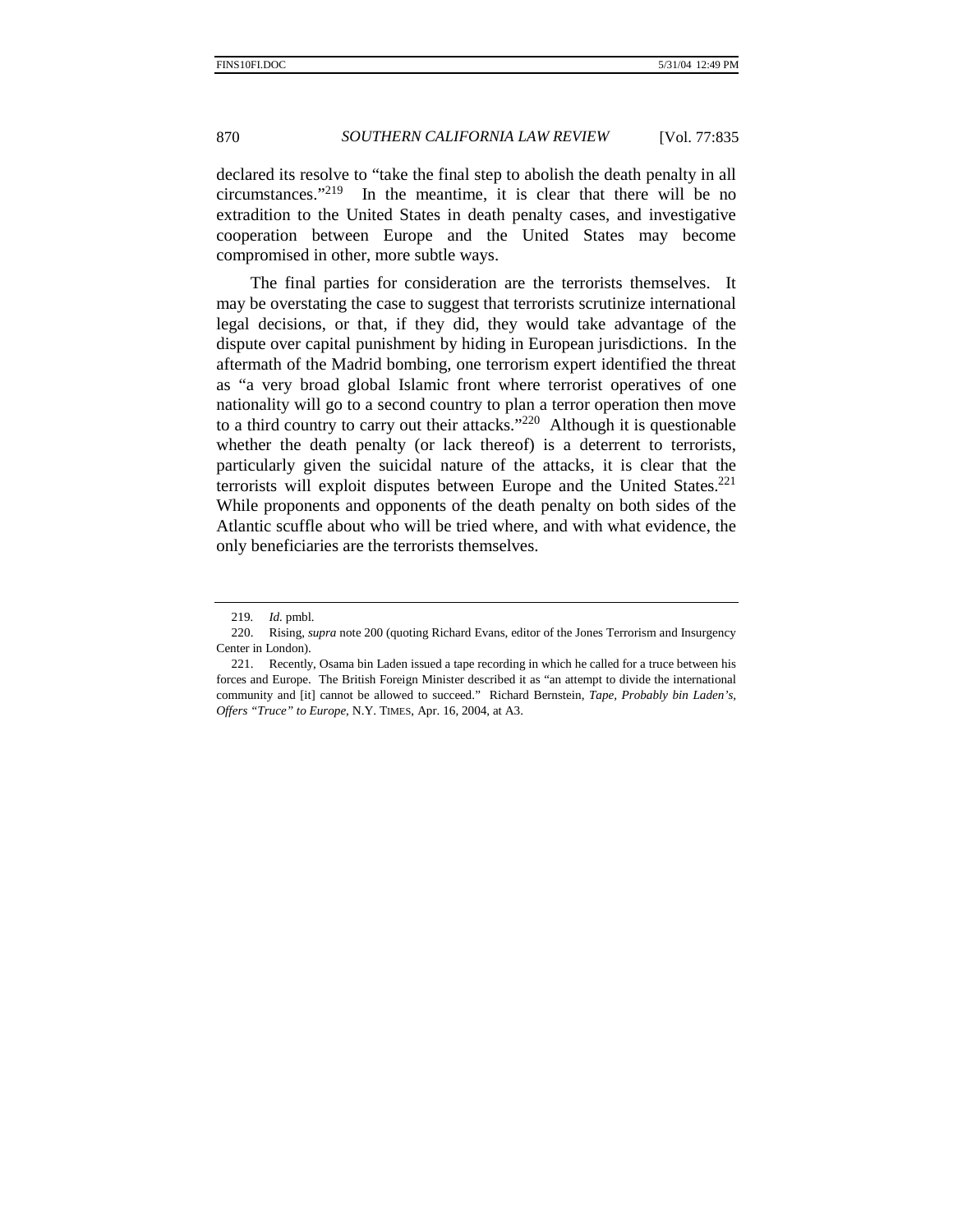declared its resolve to "take the final step to abolish the death penalty in all circumstances."[219] In the meantime, it is clear that there will be no extradition to the United States in death penalty cases, and investigative cooperation between Europe and the United States may become compromised in other, more subtle ways.

The final parties for consideration are the terrorists themselves. It may be overstating the case to suggest that terrorists scrutinize international legal decisions, or that, if they did, they would take advantage of the dispute over capital punishment by hiding in European jurisdictions. In the aftermath of the Madrid bombing, one terrorism expert identified the threat as "a very broad global Islamic front where terrorist operatives of one nationality will go to a second country to plan a terror operation then move to a third country to carry out their attacks."[220] Although it is questionable whether the death penalty (or lack thereof) is a deterrent to terrorists, particularly given the suicidal nature of the attacks, it is clear that the terrorists will exploit disputes between Europe and the United States.[221] While proponents and opponents of the death penalty on both sides of the Atlantic scuffle about who will be tried where, and with what evidence, the only beneficiaries are the terrorists themselves.

---

219. *Id.* pmbl.

220. Rising, *supra* note 200 (quoting Richard Evans, editor of the Jones Terrorism and Insurgency Center in London).

221. Recently, Osama bin Laden issued a tape recording in which he called for a truce between his forces and Europe. The British Foreign Minister described it as "an attempt to divide the international community and [it] cannot be allowed to succeed." Richard Bernstein, *Tape, Probably bin Laden's, Offers "Truce" to Europe*, N.Y. TIMES, Apr. 16, 2004, at A3.